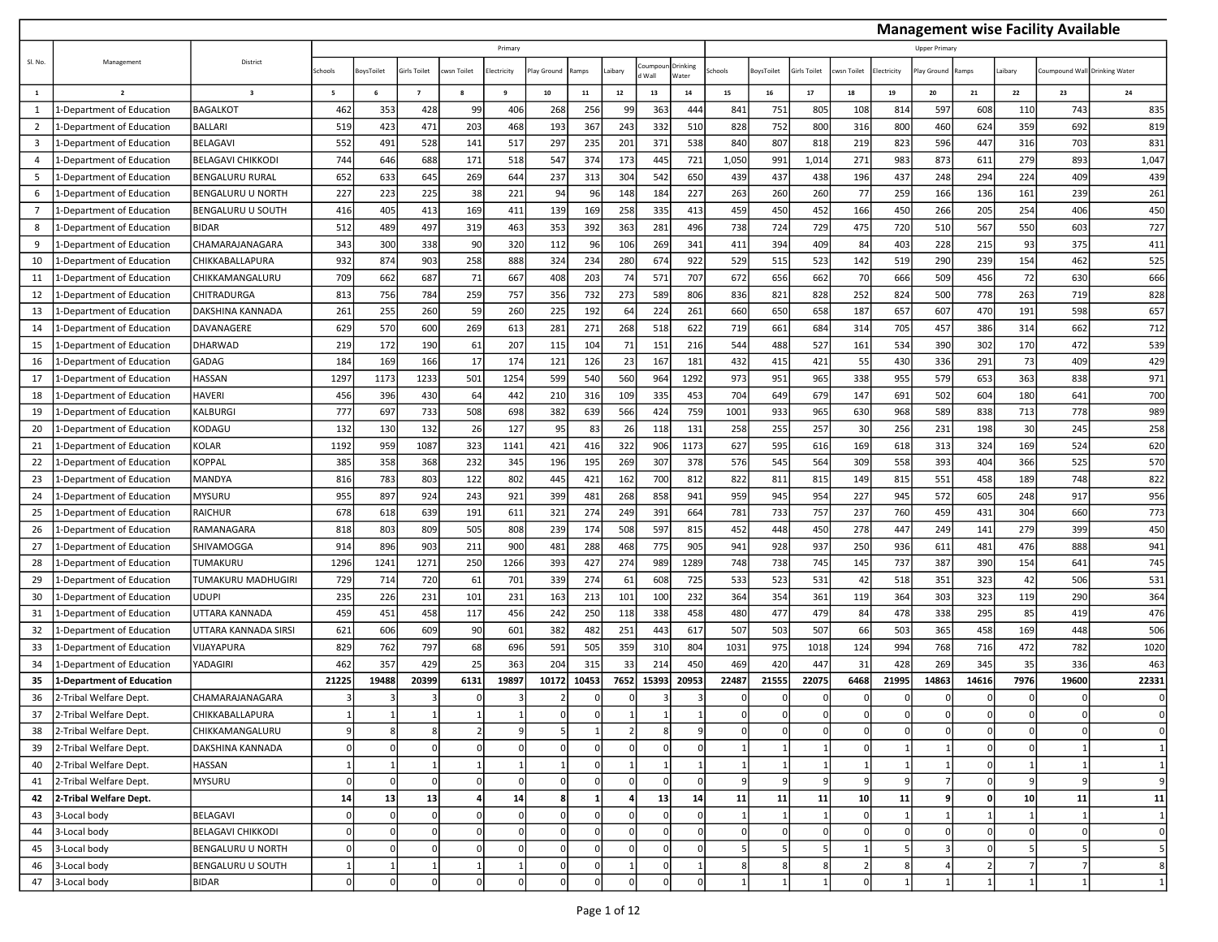# Management wise Facility Available

| Sl. No. | Management | District | Primary | | | | | | | | | | Upper Primary | | | | | | | | | |
|---|---|---|---|---|---|---|---|---|---|---|---|---|---|---|---|---|---|---|---|---|---|---|
| | | | Schools | BoysToilet | Girls Toilet | cwsn Toilet | Electricity | Play Ground | Ramps | Laibary | Coumpound Wall | Drinking Water | Schools | BoysToilet | Girls Toilet | cwsn Toilet | Electricity | Play Ground | Ramps | Laibary | Coumpound Wall | Drinking Water |
| 1 | 2 | 3 | 5 | 6 | 7 | 8 | 9 | 10 | 11 | 12 | 13 | 14 | 15 | 16 | 17 | 18 | 19 | 20 | 21 | 22 | 23 | 24 |
| 1 | 1-Department of Education | BAGALKOT | 462 | 353 | 428 | 99 | 406 | 268 | 256 | 99 | 363 | 444 | 841 | 751 | 805 | 108 | 814 | 597 | 608 | 110 | 743 | 835 |
| 2 | 1-Department of Education | BALLARI | 519 | 423 | 471 | 203 | 468 | 193 | 367 | 243 | 332 | 510 | 828 | 752 | 800 | 316 | 800 | 460 | 624 | 359 | 692 | 819 |
| 3 | 1-Department of Education | BELAGAVI | 552 | 491 | 528 | 141 | 517 | 297 | 235 | 201 | 371 | 538 | 840 | 807 | 818 | 219 | 823 | 596 | 447 | 316 | 703 | 831 |
| 4 | 1-Department of Education | BELAGAVI CHIKKODI | 744 | 646 | 688 | 171 | 518 | 547 | 374 | 173 | 445 | 721 | 1,050 | 991 | 1,014 | 271 | 983 | 873 | 611 | 279 | 893 | 1,047 |
| 5 | 1-Department of Education | BENGALURU RURAL | 652 | 633 | 645 | 269 | 644 | 237 | 313 | 304 | 542 | 650 | 439 | 437 | 438 | 196 | 437 | 248 | 294 | 224 | 409 | 439 |
| 6 | 1-Department of Education | BENGALURU U NORTH | 227 | 223 | 225 | 38 | 221 | 94 | 96 | 148 | 184 | 227 | 263 | 260 | 260 | 77 | 259 | 166 | 136 | 161 | 239 | 261 |
| 7 | 1-Department of Education | BENGALURU U SOUTH | 416 | 405 | 413 | 169 | 411 | 139 | 169 | 258 | 335 | 413 | 459 | 450 | 452 | 166 | 450 | 266 | 205 | 254 | 406 | 450 |
| 8 | 1-Department of Education | BIDAR | 512 | 489 | 497 | 319 | 463 | 353 | 392 | 363 | 281 | 496 | 738 | 724 | 729 | 475 | 720 | 510 | 567 | 550 | 603 | 727 |
| 9 | 1-Department of Education | CHAMARAJANAGARA | 343 | 300 | 338 | 90 | 320 | 112 | 96 | 106 | 269 | 341 | 411 | 394 | 409 | 84 | 403 | 228 | 215 | 93 | 375 | 411 |
| 10 | 1-Department of Education | CHIKKABALLAPURA | 932 | 874 | 903 | 258 | 888 | 324 | 234 | 280 | 674 | 922 | 529 | 515 | 523 | 142 | 519 | 290 | 239 | 154 | 462 | 525 |
| 11 | 1-Department of Education | CHIKKAMANGALURU | 709 | 662 | 687 | 71 | 667 | 408 | 203 | 74 | 571 | 707 | 672 | 656 | 662 | 70 | 666 | 509 | 456 | 72 | 630 | 666 |
| 12 | 1-Department of Education | CHITRADURGA | 813 | 756 | 784 | 259 | 757 | 356 | 732 | 273 | 589 | 806 | 836 | 821 | 828 | 252 | 824 | 500 | 778 | 263 | 719 | 828 |
| 13 | 1-Department of Education | DAKSHINA KANNADA | 261 | 255 | 260 | 59 | 260 | 225 | 192 | 64 | 224 | 261 | 660 | 650 | 658 | 187 | 657 | 607 | 470 | 191 | 598 | 657 |
| 14 | 1-Department of Education | DAVANAGERE | 629 | 570 | 600 | 269 | 613 | 281 | 271 | 268 | 518 | 622 | 719 | 661 | 684 | 314 | 705 | 457 | 386 | 314 | 662 | 712 |
| 15 | 1-Department of Education | DHARWAD | 219 | 172 | 190 | 61 | 207 | 115 | 104 | 71 | 151 | 216 | 544 | 488 | 527 | 161 | 534 | 390 | 302 | 170 | 472 | 539 |
| 16 | 1-Department of Education | GADAG | 184 | 169 | 166 | 17 | 174 | 121 | 126 | 23 | 167 | 181 | 432 | 415 | 421 | 55 | 430 | 336 | 291 | 73 | 409 | 429 |
| 17 | 1-Department of Education | HASSAN | 1297 | 1173 | 1233 | 501 | 1254 | 599 | 540 | 560 | 964 | 1292 | 973 | 951 | 965 | 338 | 955 | 579 | 653 | 363 | 838 | 971 |
| 18 | 1-Department of Education | HAVERI | 456 | 396 | 430 | 64 | 442 | 210 | 316 | 109 | 335 | 453 | 704 | 649 | 679 | 147 | 691 | 502 | 604 | 180 | 641 | 700 |
| 19 | 1-Department of Education | KALBURGI | 777 | 697 | 733 | 508 | 698 | 382 | 639 | 566 | 424 | 759 | 1001 | 933 | 965 | 630 | 968 | 589 | 838 | 713 | 778 | 989 |
| 20 | 1-Department of Education | KODAGU | 132 | 130 | 132 | 26 | 127 | 95 | 83 | 26 | 118 | 131 | 258 | 255 | 257 | 30 | 256 | 231 | 198 | 30 | 245 | 258 |
| 21 | 1-Department of Education | KOLAR | 1192 | 959 | 1087 | 323 | 1141 | 421 | 416 | 322 | 906 | 1173 | 627 | 595 | 616 | 169 | 618 | 313 | 324 | 169 | 524 | 620 |
| 22 | 1-Department of Education | KOPPAL | 385 | 358 | 368 | 232 | 345 | 196 | 195 | 269 | 307 | 378 | 576 | 545 | 564 | 309 | 558 | 393 | 404 | 366 | 525 | 570 |
| 23 | 1-Department of Education | MANDYA | 816 | 783 | 803 | 122 | 802 | 445 | 421 | 162 | 700 | 812 | 822 | 811 | 815 | 149 | 815 | 551 | 458 | 189 | 748 | 822 |
| 24 | 1-Department of Education | MYSURU | 955 | 897 | 924 | 243 | 921 | 399 | 481 | 268 | 858 | 941 | 959 | 945 | 954 | 227 | 945 | 572 | 605 | 248 | 917 | 956 |
| 25 | 1-Department of Education | RAICHUR | 678 | 618 | 639 | 191 | 611 | 321 | 274 | 249 | 391 | 664 | 781 | 733 | 757 | 237 | 760 | 459 | 431 | 304 | 660 | 773 |
| 26 | 1-Department of Education | RAMANAGARA | 818 | 803 | 809 | 505 | 808 | 239 | 174 | 508 | 597 | 815 | 452 | 448 | 450 | 278 | 447 | 249 | 141 | 279 | 399 | 450 |
| 27 | 1-Department of Education | SHIVAMOGGA | 914 | 896 | 903 | 211 | 900 | 481 | 288 | 468 | 775 | 905 | 941 | 928 | 937 | 250 | 936 | 611 | 481 | 476 | 888 | 941 |
| 28 | 1-Department of Education | TUMAKURU | 1296 | 1241 | 1271 | 250 | 1266 | 393 | 427 | 274 | 989 | 1289 | 748 | 738 | 745 | 145 | 737 | 387 | 390 | 154 | 641 | 745 |
| 29 | 1-Department of Education | TUMAKURU MADHUGIRI | 729 | 714 | 720 | 61 | 701 | 339 | 274 | 61 | 608 | 725 | 533 | 523 | 531 | 42 | 518 | 351 | 323 | 42 | 506 | 531 |
| 30 | 1-Department of Education | UDUPI | 235 | 226 | 231 | 101 | 231 | 163 | 213 | 101 | 100 | 232 | 364 | 354 | 361 | 119 | 364 | 303 | 323 | 119 | 290 | 364 |
| 31 | 1-Department of Education | UTTARA KANNADA | 459 | 451 | 458 | 117 | 456 | 242 | 250 | 118 | 338 | 458 | 480 | 477 | 479 | 84 | 478 | 338 | 295 | 85 | 419 | 476 |
| 32 | 1-Department of Education | UTTARA KANNADA SIRSI | 621 | 606 | 609 | 90 | 601 | 382 | 482 | 251 | 443 | 617 | 507 | 503 | 507 | 66 | 503 | 365 | 458 | 169 | 448 | 506 |
| 33 | 1-Department of Education | VIJAYAPURA | 829 | 762 | 797 | 68 | 696 | 591 | 505 | 359 | 310 | 804 | 1031 | 975 | 1018 | 124 | 994 | 768 | 716 | 472 | 782 | 1020 |
| 34 | 1-Department of Education | YADAGIRI | 462 | 357 | 429 | 25 | 363 | 204 | 315 | 33 | 214 | 450 | 469 | 420 | 447 | 31 | 428 | 269 | 345 | 35 | 336 | 463 |
| **35** | **1-Department of Education** | | **21225** | **19488** | **20399** | **6131** | **19897** | **10172** | **10453** | **7652** | **15393** | **20953** | **22487** | **21555** | **22075** | **6468** | **21995** | **14863** | **14616** | **7976** | **19600** | **22331** |
| 36 | 2-Tribal Welfare Dept. | CHAMARAJANAGARA | 3 | 3 | 3 | 0 | 3 | 2 | 0 | 0 | 3 | 3 | 0 | 0 | 0 | 0 | 0 | 0 | 0 | 0 | 0 | 0 |
| 37 | 2-Tribal Welfare Dept. | CHIKKABALLAPURA | 1 | 1 | 1 | 1 | 1 | 0 | 0 | 1 | 1 | 1 | 0 | 0 | 0 | 0 | 0 | 0 | 0 | 0 | 0 | 0 |
| 38 | 2-Tribal Welfare Dept. | CHIKKAMANGALURU | 9 | 8 | 8 | 2 | 9 | 5 | 1 | 2 | 8 | 9 | 0 | 0 | 0 | 0 | 0 | 0 | 0 | 0 | 0 | 0 |
| 39 | 2-Tribal Welfare Dept. | DAKSHINA KANNADA | 0 | 0 | 0 | 0 | 0 | 0 | 0 | 0 | 0 | 0 | 1 | 1 | 1 | 0 | 1 | 1 | 0 | 0 | 1 | 1 |
| 40 | 2-Tribal Welfare Dept. | HASSAN | 1 | 1 | 1 | 1 | 1 | 1 | 0 | 1 | 1 | 1 | 1 | 1 | 1 | 1 | 1 | 1 | 0 | 1 | 1 | 1 |
| 41 | 2-Tribal Welfare Dept. | MYSURU | 0 | 0 | 0 | 0 | 0 | 0 | 0 | 0 | 0 | 0 | 9 | 9 | 9 | 9 | 9 | 7 | 0 | 9 | 9 | 9 |
| **42** | **2-Tribal Welfare Dept.** | | **14** | **13** | **13** | **4** | **14** | **8** | **1** | **4** | **13** | **14** | **11** | **11** | **11** | **10** | **11** | **9** | **0** | **10** | **11** | **11** |
| 43 | 3-Local body | BELAGAVI | 0 | 0 | 0 | 0 | 0 | 0 | 0 | 0 | 0 | 0 | 1 | 1 | 1 | 0 | 1 | 1 | 1 | 1 | 1 | 1 |
| 44 | 3-Local body | BELAGAVI CHIKKODI | 0 | 0 | 0 | 0 | 0 | 0 | 0 | 0 | 0 | 0 | 0 | 0 | 0 | 0 | 0 | 0 | 0 | 0 | 0 | 0 |
| 45 | 3-Local body | BENGALURU U NORTH | 0 | 0 | 0 | 0 | 0 | 0 | 0 | 0 | 0 | 0 | 5 | 5 | 5 | 1 | 5 | 3 | 0 | 5 | 5 | 5 |
| 46 | 3-Local body | BENGALURU U SOUTH | 1 | 1 | 1 | 1 | 1 | 0 | 0 | 1 | 0 | 1 | 8 | 8 | 8 | 2 | 8 | 4 | 2 | 7 | 7 | 8 |
| 47 | 3-Local body | BIDAR | 0 | 0 | 0 | 0 | 0 | 0 | 0 | 0 | 0 | 0 | 1 | 1 | 1 | 0 | 1 | 1 | 1 | 1 | 1 | 1 |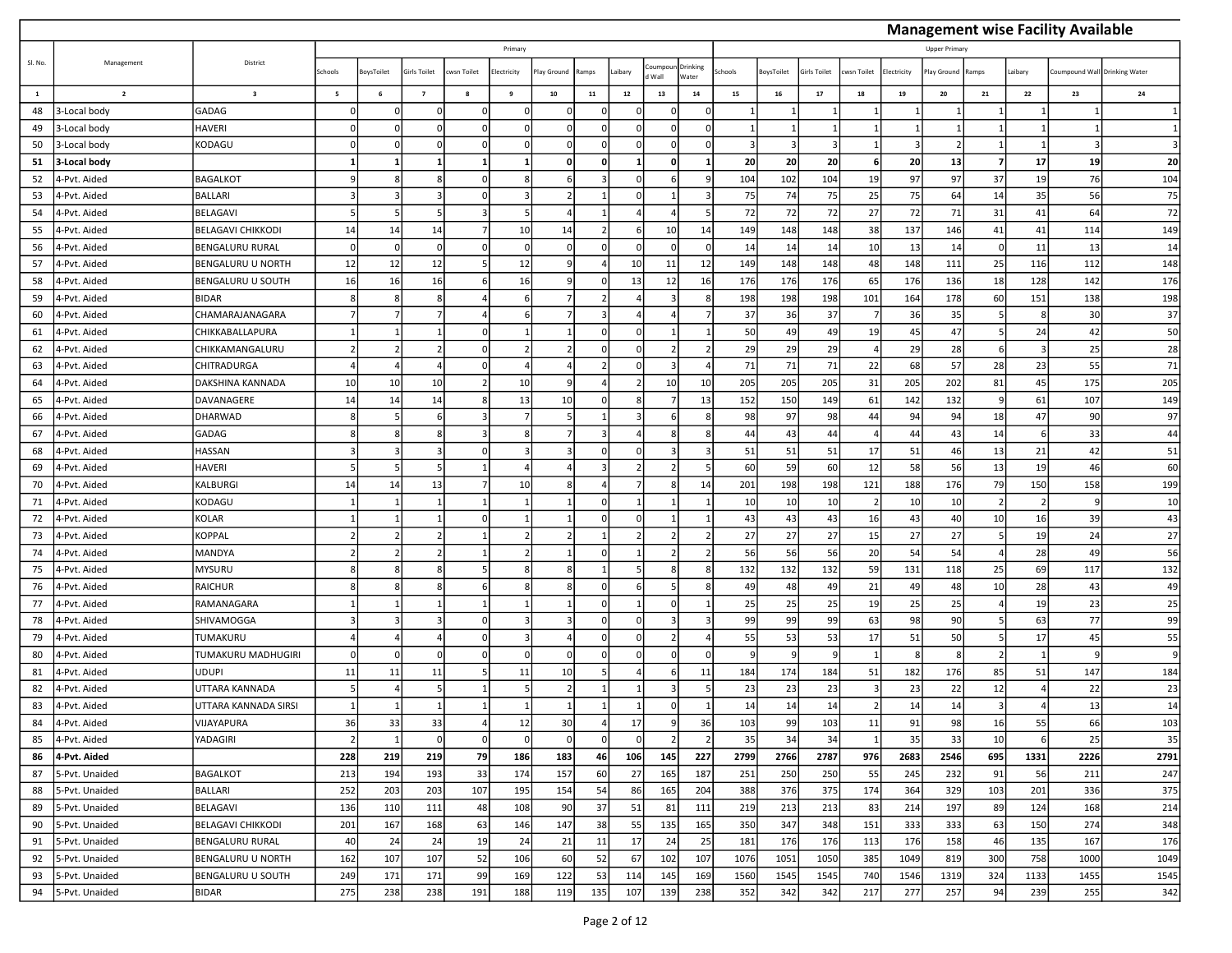## Management wise Facility Available

| Sl. No. | Management | District | Primary | | | | | | | | | | Upper Primary | | | | | | | | | |
|---|---|---|---|---|---|---|---|---|---|---|---|---|---|---|---|---|---|---|---|---|---|---|
| | | | Schools | BoysToilet | Girls Toilet | cwsn Toilet | Electricity | Play Ground | Ramps | Laibary | Coumpound Wall | Drinking Water | Schools | BoysToilet | Girls Toilet | cwsn Toilet | Electricity | Play Ground | Ramps | Laibary | Coumpound Wall | Drinking Water |
| 1 | 2 | 3 | 5 | 6 | 7 | 8 | 9 | 10 | 11 | 12 | 13 | 14 | 15 | 16 | 17 | 18 | 19 | 20 | 21 | 22 | 23 | 24 |
| 48 | 3-Local body | GADAG | 0 | 0 | 0 | 0 | 0 | 0 | 0 | 0 | 0 | 0 | 1 | 1 | 1 | 1 | 1 | 1 | 1 | 1 | 1 | 1 |
| 49 | 3-Local body | HAVERI | 0 | 0 | 0 | 0 | 0 | 0 | 0 | 0 | 0 | 0 | 1 | 1 | 1 | 1 | 1 | 1 | 1 | 1 | 1 | 1 |
| 50 | 3-Local body | KODAGU | 0 | 0 | 0 | 0 | 0 | 0 | 0 | 0 | 0 | 0 | 3 | 3 | 3 | 1 | 3 | 2 | 1 | 1 | 3 | 3 |
| **51** | **3-Local body** | | **1** | **1** | **1** | **1** | **1** | **0** | **0** | **1** | **0** | **1** | **20** | **20** | **20** | **6** | **20** | **13** | **7** | **17** | **19** | **20** |
| 52 | 4-Pvt. Aided | BAGALKOT | 9 | 8 | 8 | 0 | 8 | 6 | 3 | 0 | 6 | 9 | 104 | 102 | 104 | 19 | 97 | 97 | 37 | 19 | 76 | 104 |
| 53 | 4-Pvt. Aided | BALLARI | 3 | 3 | 3 | 0 | 3 | 2 | 1 | 0 | 1 | 3 | 75 | 74 | 75 | 25 | 75 | 64 | 14 | 35 | 56 | 75 |
| 54 | 4-Pvt. Aided | BELAGAVI | 5 | 5 | 5 | 3 | 5 | 4 | 1 | 4 | 4 | 5 | 72 | 72 | 72 | 27 | 72 | 71 | 31 | 41 | 64 | 72 |
| 55 | 4-Pvt. Aided | BELAGAVI CHIKKODI | 14 | 14 | 14 | 7 | 10 | 14 | 2 | 6 | 10 | 14 | 149 | 148 | 148 | 38 | 137 | 146 | 41 | 41 | 114 | 149 |
| 56 | 4-Pvt. Aided | BENGALURU RURAL | 0 | 0 | 0 | 0 | 0 | 0 | 0 | 0 | 0 | 0 | 14 | 14 | 14 | 10 | 13 | 14 | 0 | 11 | 13 | 14 |
| 57 | 4-Pvt. Aided | BENGALURU U NORTH | 12 | 12 | 12 | 5 | 12 | 9 | 4 | 10 | 11 | 12 | 149 | 148 | 148 | 48 | 148 | 111 | 25 | 116 | 112 | 148 |
| 58 | 4-Pvt. Aided | BENGALURU U SOUTH | 16 | 16 | 16 | 6 | 16 | 9 | 0 | 13 | 12 | 16 | 176 | 176 | 176 | 65 | 176 | 136 | 18 | 128 | 142 | 176 |
| 59 | 4-Pvt. Aided | BIDAR | 8 | 8 | 8 | 4 | 6 | 7 | 2 | 4 | 3 | 8 | 198 | 198 | 198 | 101 | 164 | 178 | 60 | 151 | 138 | 198 |
| 60 | 4-Pvt. Aided | CHAMARAJANAGARA | 7 | 7 | 7 | 4 | 6 | 7 | 3 | 4 | 4 | 7 | 37 | 36 | 37 | 7 | 36 | 35 | 5 | 8 | 30 | 37 |
| 61 | 4-Pvt. Aided | CHIKKABALLAPURA | 1 | 1 | 1 | 0 | 1 | 1 | 0 | 0 | 1 | 1 | 50 | 49 | 49 | 19 | 45 | 47 | 5 | 24 | 42 | 50 |
| 62 | 4-Pvt. Aided | CHIKKAMANGALURU | 2 | 2 | 2 | 0 | 2 | 2 | 0 | 0 | 2 | 2 | 29 | 29 | 29 | 4 | 29 | 28 | 6 | 3 | 25 | 28 |
| 63 | 4-Pvt. Aided | CHITRADURGA | 4 | 4 | 4 | 0 | 4 | 4 | 2 | 0 | 3 | 4 | 71 | 71 | 71 | 22 | 68 | 57 | 28 | 23 | 55 | 71 |
| 64 | 4-Pvt. Aided | DAKSHINA KANNADA | 10 | 10 | 10 | 2 | 10 | 9 | 4 | 2 | 10 | 10 | 205 | 205 | 205 | 31 | 205 | 202 | 81 | 45 | 175 | 205 |
| 65 | 4-Pvt. Aided | DAVANAGERE | 14 | 14 | 14 | 8 | 13 | 10 | 0 | 8 | 7 | 13 | 152 | 150 | 149 | 61 | 142 | 132 | 9 | 61 | 107 | 149 |
| 66 | 4-Pvt. Aided | DHARWAD | 8 | 5 | 6 | 3 | 7 | 5 | 1 | 3 | 6 | 8 | 98 | 97 | 98 | 44 | 94 | 94 | 18 | 47 | 90 | 97 |
| 67 | 4-Pvt. Aided | GADAG | 8 | 8 | 8 | 3 | 8 | 7 | 3 | 4 | 8 | 8 | 44 | 43 | 44 | 4 | 44 | 43 | 14 | 6 | 33 | 44 |
| 68 | 4-Pvt. Aided | HASSAN | 3 | 3 | 3 | 0 | 3 | 3 | 0 | 0 | 3 | 3 | 51 | 51 | 51 | 17 | 51 | 46 | 13 | 21 | 42 | 51 |
| 69 | 4-Pvt. Aided | HAVERI | 5 | 5 | 5 | 1 | 4 | 4 | 3 | 2 | 2 | 5 | 60 | 59 | 60 | 12 | 58 | 56 | 13 | 19 | 46 | 60 |
| 70 | 4-Pvt. Aided | KALBURGI | 14 | 14 | 13 | 7 | 10 | 8 | 4 | 7 | 8 | 14 | 201 | 198 | 198 | 121 | 188 | 176 | 79 | 150 | 158 | 199 |
| 71 | 4-Pvt. Aided | KODAGU | 1 | 1 | 1 | 1 | 1 | 1 | 0 | 1 | 1 | 1 | 10 | 10 | 10 | 2 | 10 | 10 | 2 | 2 | 9 | 10 |
| 72 | 4-Pvt. Aided | KOLAR | 1 | 1 | 1 | 0 | 1 | 1 | 0 | 0 | 1 | 1 | 43 | 43 | 43 | 16 | 43 | 40 | 10 | 16 | 39 | 43 |
| 73 | 4-Pvt. Aided | KOPPAL | 2 | 2 | 2 | 1 | 2 | 2 | 1 | 2 | 2 | 2 | 27 | 27 | 27 | 15 | 27 | 27 | 5 | 19 | 24 | 27 |
| 74 | 4-Pvt. Aided | MANDYA | 2 | 2 | 2 | 1 | 2 | 1 | 0 | 1 | 2 | 2 | 56 | 56 | 56 | 20 | 54 | 54 | 4 | 28 | 49 | 56 |
| 75 | 4-Pvt. Aided | MYSURU | 8 | 8 | 8 | 5 | 8 | 8 | 1 | 5 | 8 | 8 | 132 | 132 | 132 | 59 | 131 | 118 | 25 | 69 | 117 | 132 |
| 76 | 4-Pvt. Aided | RAICHUR | 8 | 8 | 8 | 6 | 8 | 8 | 0 | 6 | 5 | 8 | 49 | 48 | 49 | 21 | 49 | 48 | 10 | 28 | 43 | 49 |
| 77 | 4-Pvt. Aided | RAMANAGARA | 1 | 1 | 1 | 1 | 1 | 1 | 0 | 1 | 0 | 1 | 25 | 25 | 25 | 19 | 25 | 25 | 4 | 19 | 23 | 25 |
| 78 | 4-Pvt. Aided | SHIVAMOGGA | 3 | 3 | 3 | 0 | 3 | 3 | 0 | 0 | 3 | 3 | 99 | 99 | 99 | 63 | 98 | 90 | 5 | 63 | 77 | 99 |
| 79 | 4-Pvt. Aided | TUMAKURU | 4 | 4 | 4 | 0 | 3 | 4 | 0 | 0 | 2 | 4 | 55 | 53 | 53 | 17 | 51 | 50 | 5 | 17 | 45 | 55 |
| 80 | 4-Pvt. Aided | TUMAKURU MADHUGIRI | 0 | 0 | 0 | 0 | 0 | 0 | 0 | 0 | 0 | 0 | 9 | 9 | 9 | 1 | 8 | 8 | 2 | 1 | 9 | 9 |
| 81 | 4-Pvt. Aided | UDUPI | 11 | 11 | 11 | 5 | 11 | 10 | 5 | 4 | 6 | 11 | 184 | 174 | 184 | 51 | 182 | 176 | 85 | 51 | 147 | 184 |
| 82 | 4-Pvt. Aided | UTTARA KANNADA | 5 | 4 | 5 | 1 | 5 | 2 | 1 | 1 | 3 | 5 | 23 | 23 | 23 | 3 | 23 | 22 | 12 | 4 | 22 | 23 |
| 83 | 4-Pvt. Aided | UTTARA KANNADA SIRSI | 1 | 1 | 1 | 1 | 1 | 1 | 1 | 1 | 0 | 1 | 14 | 14 | 14 | 2 | 14 | 14 | 3 | 4 | 13 | 14 |
| 84 | 4-Pvt. Aided | VIJAYAPURA | 36 | 33 | 33 | 4 | 12 | 30 | 4 | 17 | 9 | 36 | 103 | 99 | 103 | 11 | 91 | 98 | 16 | 55 | 66 | 103 |
| 85 | 4-Pvt. Aided | YADAGIRI | 2 | 1 | 0 | 0 | 0 | 0 | 0 | 0 | 2 | 2 | 35 | 34 | 34 | 1 | 35 | 33 | 10 | 6 | 25 | 35 |
| **86** | **4-Pvt. Aided** | | **228** | **219** | **219** | **79** | **186** | **183** | **46** | **106** | **145** | **227** | **2799** | **2766** | **2787** | **976** | **2683** | **2546** | **695** | **1331** | **2226** | **2791** |
| 87 | 5-Pvt. Unaided | BAGALKOT | 213 | 194 | 193 | 33 | 174 | 157 | 60 | 27 | 165 | 187 | 251 | 250 | 250 | 55 | 245 | 232 | 91 | 56 | 211 | 247 |
| 88 | 5-Pvt. Unaided | BALLARI | 252 | 203 | 203 | 107 | 195 | 154 | 54 | 86 | 165 | 204 | 388 | 376 | 375 | 174 | 364 | 329 | 103 | 201 | 336 | 375 |
| 89 | 5-Pvt. Unaided | BELAGAVI | 136 | 110 | 111 | 48 | 108 | 90 | 37 | 51 | 81 | 111 | 219 | 213 | 213 | 83 | 214 | 197 | 89 | 124 | 168 | 214 |
| 90 | 5-Pvt. Unaided | BELAGAVI CHIKKODI | 201 | 167 | 168 | 63 | 146 | 147 | 38 | 55 | 135 | 165 | 350 | 347 | 348 | 151 | 333 | 333 | 63 | 150 | 274 | 348 |
| 91 | 5-Pvt. Unaided | BENGALURU RURAL | 40 | 24 | 24 | 19 | 24 | 21 | 11 | 17 | 24 | 25 | 181 | 176 | 176 | 113 | 176 | 158 | 46 | 135 | 167 | 176 |
| 92 | 5-Pvt. Unaided | BENGALURU U NORTH | 162 | 107 | 107 | 52 | 106 | 60 | 52 | 67 | 102 | 107 | 1076 | 1051 | 1050 | 385 | 1049 | 819 | 300 | 758 | 1000 | 1049 |
| 93 | 5-Pvt. Unaided | BENGALURU U SOUTH | 249 | 171 | 171 | 99 | 169 | 122 | 53 | 114 | 145 | 169 | 1560 | 1545 | 1545 | 740 | 1546 | 1319 | 324 | 1133 | 1455 | 1545 |
| 94 | 5-Pvt. Unaided | BIDAR | 275 | 238 | 238 | 191 | 188 | 119 | 135 | 107 | 139 | 238 | 352 | 342 | 342 | 217 | 277 | 257 | 94 | 239 | 255 | 342 |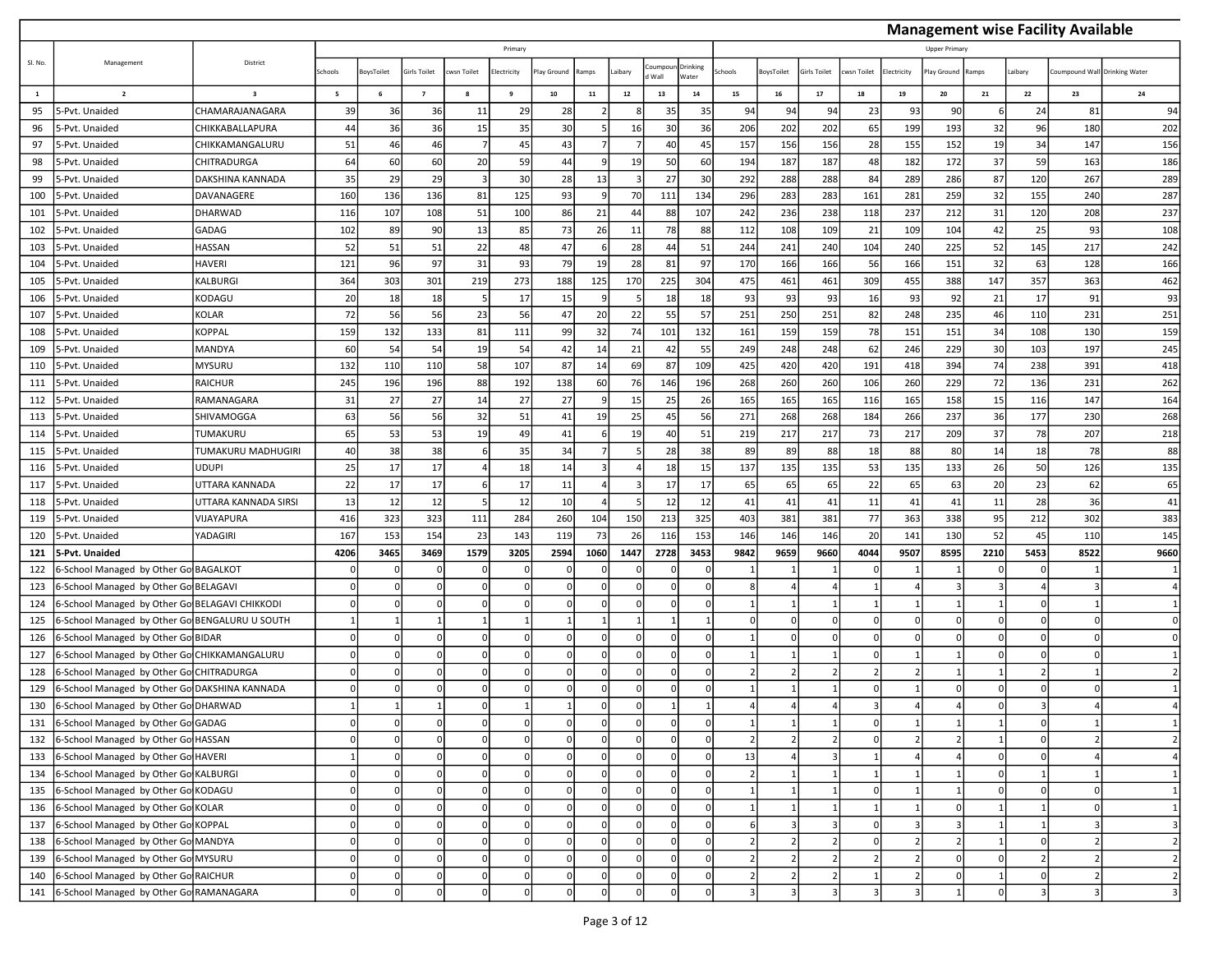## Management wise Facility Available

| Sl. No. | Management | District | Primary | | | | | | | | | | Upper Primary | | | | | | | | | |
|---|---|---|---|---|---|---|---|---|---|---|---|---|---|---|---|---|---|---|---|---|---|---|
| | | | Schools | BoysToilet | Girls Toilet | cwsn Toilet | Electricity | Play Ground | Ramps | Laibary | Coumpound Wall | Drinking Water | Schools | BoysToilet | Girls Toilet | cwsn Toilet | Electricity | Play Ground | Ramps | Laibary | Coumpound Wall | Drinking Water |
| 1 | 2 | 3 | 5 | 6 | 7 | 8 | 9 | 10 | 11 | 12 | 13 | 14 | 15 | 16 | 17 | 18 | 19 | 20 | 21 | 22 | 23 | 24 |
| 95 | 5-Pvt. Unaided | CHAMARAJANAGARA | 39 | 36 | 36 | 11 | 29 | 28 | 2 | 8 | 35 | 35 | 94 | 94 | 94 | 23 | 93 | 90 | 6 | 24 | 81 | 94 |
| 96 | 5-Pvt. Unaided | CHIKKABALLAPURA | 44 | 36 | 36 | 15 | 35 | 30 | 5 | 16 | 30 | 36 | 206 | 202 | 202 | 65 | 199 | 193 | 32 | 96 | 180 | 202 |
| 97 | 5-Pvt. Unaided | CHIKKAMANGALURU | 51 | 46 | 46 | 7 | 45 | 43 | 7 | 7 | 40 | 45 | 157 | 156 | 156 | 28 | 155 | 152 | 19 | 34 | 147 | 156 |
| 98 | 5-Pvt. Unaided | CHITRADURGA | 64 | 60 | 60 | 20 | 59 | 44 | 9 | 19 | 50 | 60 | 194 | 187 | 187 | 48 | 182 | 172 | 37 | 59 | 163 | 186 |
| 99 | 5-Pvt. Unaided | DAKSHINA KANNADA | 35 | 29 | 29 | 3 | 30 | 28 | 13 | 3 | 27 | 30 | 292 | 288 | 288 | 84 | 289 | 286 | 87 | 120 | 267 | 289 |
| 100 | 5-Pvt. Unaided | DAVANAGERE | 160 | 136 | 136 | 81 | 125 | 93 | 9 | 70 | 111 | 134 | 296 | 283 | 283 | 161 | 281 | 259 | 32 | 155 | 240 | 287 |
| 101 | 5-Pvt. Unaided | DHARWAD | 116 | 107 | 108 | 51 | 100 | 86 | 21 | 44 | 88 | 107 | 242 | 236 | 238 | 118 | 237 | 212 | 31 | 120 | 208 | 237 |
| 102 | 5-Pvt. Unaided | GADAG | 102 | 89 | 90 | 13 | 85 | 73 | 26 | 11 | 78 | 88 | 112 | 108 | 109 | 21 | 109 | 104 | 42 | 25 | 93 | 108 |
| 103 | 5-Pvt. Unaided | HASSAN | 52 | 51 | 51 | 22 | 48 | 47 | 6 | 28 | 44 | 51 | 244 | 241 | 240 | 104 | 240 | 225 | 52 | 145 | 217 | 242 |
| 104 | 5-Pvt. Unaided | HAVERI | 121 | 96 | 97 | 31 | 93 | 79 | 19 | 28 | 81 | 97 | 170 | 166 | 166 | 56 | 166 | 151 | 32 | 63 | 128 | 166 |
| 105 | 5-Pvt. Unaided | KALBURGI | 364 | 303 | 301 | 219 | 273 | 188 | 125 | 170 | 225 | 304 | 475 | 461 | 461 | 309 | 455 | 388 | 147 | 357 | 363 | 462 |
| 106 | 5-Pvt. Unaided | KODAGU | 20 | 18 | 18 | 5 | 17 | 15 | 9 | 5 | 18 | 18 | 93 | 93 | 93 | 16 | 93 | 92 | 21 | 17 | 91 | 93 |
| 107 | 5-Pvt. Unaided | KOLAR | 72 | 56 | 56 | 23 | 56 | 47 | 20 | 22 | 55 | 57 | 251 | 250 | 251 | 82 | 248 | 235 | 46 | 110 | 231 | 251 |
| 108 | 5-Pvt. Unaided | KOPPAL | 159 | 132 | 133 | 81 | 111 | 99 | 32 | 74 | 101 | 132 | 161 | 159 | 159 | 78 | 151 | 151 | 34 | 108 | 130 | 159 |
| 109 | 5-Pvt. Unaided | MANDYA | 60 | 54 | 54 | 19 | 54 | 42 | 14 | 21 | 42 | 55 | 249 | 248 | 248 | 62 | 246 | 229 | 30 | 103 | 197 | 245 |
| 110 | 5-Pvt. Unaided | MYSURU | 132 | 110 | 110 | 58 | 107 | 87 | 14 | 69 | 87 | 109 | 425 | 420 | 420 | 191 | 418 | 394 | 74 | 238 | 391 | 418 |
| 111 | 5-Pvt. Unaided | RAICHUR | 245 | 196 | 196 | 88 | 192 | 138 | 60 | 76 | 146 | 196 | 268 | 260 | 260 | 106 | 260 | 229 | 72 | 136 | 231 | 262 |
| 112 | 5-Pvt. Unaided | RAMANAGARA | 31 | 27 | 27 | 14 | 27 | 27 | 9 | 15 | 25 | 26 | 165 | 165 | 165 | 116 | 165 | 158 | 15 | 116 | 147 | 164 |
| 113 | 5-Pvt. Unaided | SHIVAMOGGA | 63 | 56 | 56 | 32 | 51 | 41 | 19 | 25 | 45 | 56 | 271 | 268 | 268 | 184 | 266 | 237 | 36 | 177 | 230 | 268 |
| 114 | 5-Pvt. Unaided | TUMAKURU | 65 | 53 | 53 | 19 | 49 | 41 | 6 | 19 | 40 | 51 | 219 | 217 | 217 | 73 | 217 | 209 | 37 | 78 | 207 | 218 |
| 115 | 5-Pvt. Unaided | TUMAKURU MADHUGIRI | 40 | 38 | 38 | 6 | 35 | 34 | 7 | 5 | 28 | 38 | 89 | 89 | 88 | 18 | 88 | 80 | 14 | 18 | 78 | 88 |
| 116 | 5-Pvt. Unaided | UDUPI | 25 | 17 | 17 | 4 | 18 | 14 | 3 | 4 | 18 | 15 | 137 | 135 | 135 | 53 | 135 | 133 | 26 | 50 | 126 | 135 |
| 117 | 5-Pvt. Unaided | UTTARA KANNADA | 22 | 17 | 17 | 6 | 17 | 11 | 4 | 3 | 17 | 17 | 65 | 65 | 65 | 22 | 65 | 63 | 20 | 23 | 62 | 65 |
| 118 | 5-Pvt. Unaided | UTTARA KANNADA SIRSI | 13 | 12 | 12 | 5 | 12 | 10 | 4 | 5 | 12 | 12 | 41 | 41 | 41 | 11 | 41 | 41 | 11 | 28 | 36 | 41 |
| 119 | 5-Pvt. Unaided | VIJAYAPURA | 416 | 323 | 323 | 111 | 284 | 260 | 104 | 150 | 213 | 325 | 403 | 381 | 381 | 77 | 363 | 338 | 95 | 212 | 302 | 383 |
| 120 | 5-Pvt. Unaided | YADAGIRI | 167 | 153 | 154 | 23 | 143 | 119 | 73 | 26 | 116 | 153 | 146 | 146 | 146 | 20 | 141 | 130 | 52 | 45 | 110 | 145 |
| **121** | **5-Pvt. Unaided** | | **4206** | **3465** | **3469** | **1579** | **3205** | **2594** | **1060** | **1447** | **2728** | **3453** | **9842** | **9659** | **9660** | **4044** | **9507** | **8595** | **2210** | **5453** | **8522** | **9660** |
| 122 | 6-School Managed by Other Go | BAGALKOT | 0 | 0 | 0 | 0 | 0 | 0 | 0 | 0 | 0 | 0 | 1 | 1 | 1 | 0 | 1 | 1 | 0 | 0 | 1 | 1 |
| 123 | 6-School Managed by Other Go | BELAGAVI | 0 | 0 | 0 | 0 | 0 | 0 | 0 | 0 | 0 | 0 | 8 | 4 | 4 | 1 | 4 | 3 | 3 | 4 | 3 | 4 |
| 124 | 6-School Managed by Other Go | BELAGAVI CHIKKODI | 0 | 0 | 0 | 0 | 0 | 0 | 0 | 0 | 0 | 0 | 1 | 1 | 1 | 1 | 1 | 1 | 1 | 0 | 1 | 1 |
| 125 | 6-School Managed by Other Go | BENGALURU U SOUTH | 1 | 1 | 1 | 1 | 1 | 1 | 1 | 1 | 1 | 1 | 0 | 0 | 0 | 0 | 0 | 0 | 0 | 0 | 0 | 0 |
| 126 | 6-School Managed by Other Go | BIDAR | 0 | 0 | 0 | 0 | 0 | 0 | 0 | 0 | 0 | 0 | 1 | 0 | 0 | 0 | 0 | 0 | 0 | 0 | 0 | 0 |
| 127 | 6-School Managed by Other Go | CHIKKAMANGALURU | 0 | 0 | 0 | 0 | 0 | 0 | 0 | 0 | 0 | 0 | 1 | 1 | 1 | 0 | 1 | 1 | 0 | 0 | 0 | 1 |
| 128 | 6-School Managed by Other Go | CHITRADURGA | 0 | 0 | 0 | 0 | 0 | 0 | 0 | 0 | 0 | 0 | 2 | 2 | 2 | 2 | 2 | 1 | 1 | 2 | 1 | 2 |
| 129 | 6-School Managed by Other Go | DAKSHINA KANNADA | 0 | 0 | 0 | 0 | 0 | 0 | 0 | 0 | 0 | 0 | 1 | 1 | 1 | 0 | 1 | 0 | 0 | 0 | 0 | 1 |
| 130 | 6-School Managed by Other Go | DHARWAD | 1 | 1 | 1 | 0 | 1 | 1 | 0 | 0 | 1 | 1 | 4 | 4 | 4 | 3 | 4 | 4 | 0 | 3 | 4 | 4 |
| 131 | 6-School Managed by Other Go | GADAG | 0 | 0 | 0 | 0 | 0 | 0 | 0 | 0 | 0 | 0 | 1 | 1 | 1 | 0 | 1 | 1 | 1 | 0 | 1 | 1 |
| 132 | 6-School Managed by Other Go | HASSAN | 0 | 0 | 0 | 0 | 0 | 0 | 0 | 0 | 0 | 0 | 2 | 2 | 2 | 0 | 2 | 2 | 1 | 0 | 2 | 2 |
| 133 | 6-School Managed by Other Go | HAVERI | 1 | 0 | 0 | 0 | 0 | 0 | 0 | 0 | 0 | 0 | 13 | 4 | 3 | 1 | 4 | 4 | 0 | 0 | 4 | 4 |
| 134 | 6-School Managed by Other Go | KALBURGI | 0 | 0 | 0 | 0 | 0 | 0 | 0 | 0 | 0 | 0 | 2 | 1 | 1 | 1 | 1 | 1 | 0 | 1 | 1 | 1 |
| 135 | 6-School Managed by Other Go | KODAGU | 0 | 0 | 0 | 0 | 0 | 0 | 0 | 0 | 0 | 0 | 1 | 1 | 1 | 0 | 1 | 1 | 0 | 0 | 0 | 1 |
| 136 | 6-School Managed by Other Go | KOLAR | 0 | 0 | 0 | 0 | 0 | 0 | 0 | 0 | 0 | 0 | 1 | 1 | 1 | 1 | 1 | 0 | 1 | 1 | 0 | 1 |
| 137 | 6-School Managed by Other Go | KOPPAL | 0 | 0 | 0 | 0 | 0 | 0 | 0 | 0 | 0 | 0 | 6 | 3 | 3 | 0 | 3 | 3 | 1 | 1 | 3 | 3 |
| 138 | 6-School Managed by Other Go | MANDYA | 0 | 0 | 0 | 0 | 0 | 0 | 0 | 0 | 0 | 0 | 2 | 2 | 2 | 0 | 2 | 2 | 1 | 0 | 2 | 2 |
| 139 | 6-School Managed by Other Go | MYSURU | 0 | 0 | 0 | 0 | 0 | 0 | 0 | 0 | 0 | 0 | 2 | 2 | 2 | 2 | 2 | 0 | 0 | 2 | 2 | 2 |
| 140 | 6-School Managed by Other Go | RAICHUR | 0 | 0 | 0 | 0 | 0 | 0 | 0 | 0 | 0 | 0 | 2 | 2 | 2 | 1 | 2 | 0 | 1 | 0 | 2 | 2 |
| 141 | 6-School Managed by Other Go | RAMANAGARA | 0 | 0 | 0 | 0 | 0 | 0 | 0 | 0 | 0 | 0 | 3 | 3 | 3 | 3 | 3 | 1 | 0 | 3 | 3 | 3 |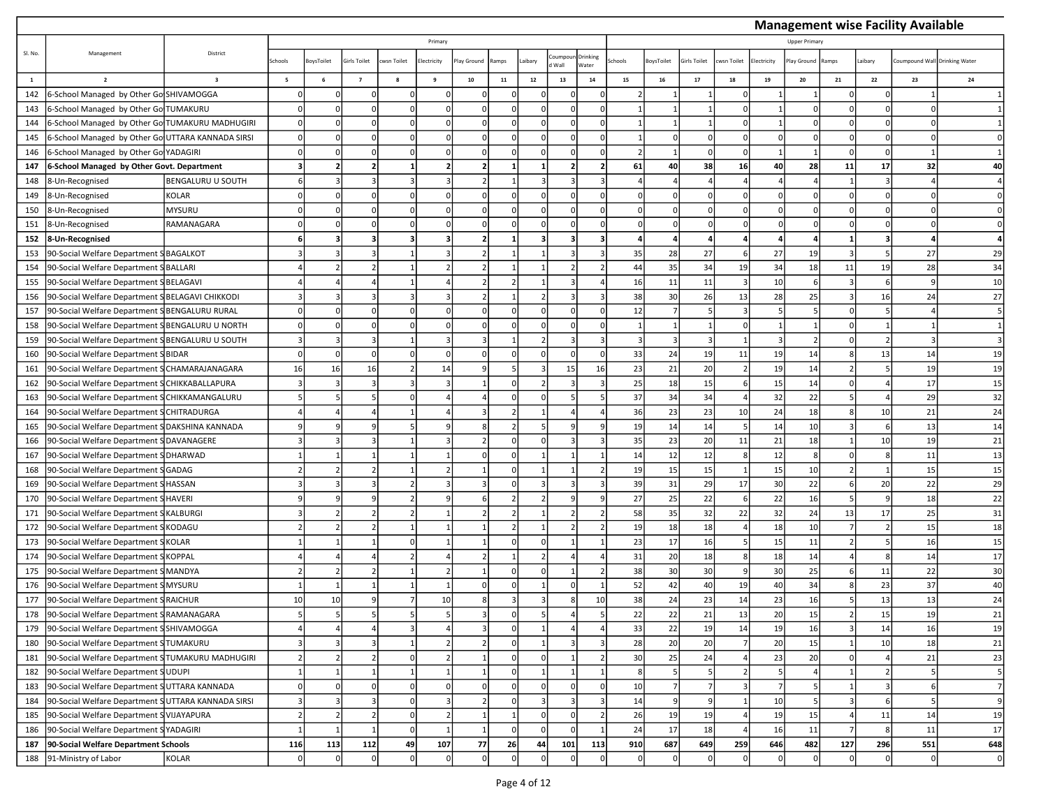## Management wise Facility Available

| Sl. No. | Management | District | Primary | | | | | | | | | | Upper Primary | | | | | | | | | |
|---|---|---|---|---|---|---|---|---|---|---|---|---|---|---|---|---|---|---|---|---|---|---|
| | | | Schools | BoysToilet | Girls Toilet | cwsn Toilet | Electricity | Play Ground | Ramps | Laibary | Coumpound Wall | Drinking Water | Schools | BoysToilet | Girls Toilet | cwsn Toilet | Electricity | Play Ground | Ramps | Laibary | Coumpound Wall | Drinking Water |
| 1 | 2 | 3 | 5 | 6 | 7 | 8 | 9 | 10 | 11 | 12 | 13 | 14 | 15 | 16 | 17 | 18 | 19 | 20 | 21 | 22 | 23 | 24 |
| 142 | 6-School Managed by Other Go | SHIVAMOGGA | 0 | 0 | 0 | 0 | 0 | 0 | 0 | 0 | 0 | 0 | 2 | 1 | 1 | 0 | 1 | 1 | 0 | 0 | 1 | 1 |
| 143 | 6-School Managed by Other Go | TUMAKURU | 0 | 0 | 0 | 0 | 0 | 0 | 0 | 0 | 0 | 0 | 1 | 1 | 1 | 0 | 1 | 0 | 0 | 0 | 0 | 1 |
| 144 | 6-School Managed by Other Go | TUMAKURU MADHUGIRI | 0 | 0 | 0 | 0 | 0 | 0 | 0 | 0 | 0 | 0 | 1 | 1 | 1 | 0 | 1 | 0 | 0 | 0 | 0 | 1 |
| 145 | 6-School Managed by Other Go | UTTARA KANNADA SIRSI | 0 | 0 | 0 | 0 | 0 | 0 | 0 | 0 | 0 | 0 | 1 | 0 | 0 | 0 | 0 | 0 | 0 | 0 | 0 | 0 |
| 146 | 6-School Managed by Other Go | YADAGIRI | 0 | 0 | 0 | 0 | 0 | 0 | 0 | 0 | 0 | 0 | 2 | 1 | 0 | 0 | 1 | 1 | 0 | 0 | 1 | 1 |
| **147** | **6-School Managed by Other Govt. Department** | | **3** | **2** | **2** | **1** | **2** | **2** | **1** | **1** | **2** | **2** | **61** | **40** | **38** | **16** | **40** | **28** | **11** | **17** | **32** | **40** |
| 148 | 8-Un-Recognised | BENGALURU U SOUTH | 6 | 3 | 3 | 3 | 3 | 2 | 1 | 3 | 3 | 3 | 4 | 4 | 4 | 4 | 4 | 4 | 1 | 3 | 4 | 4 |
| 149 | 8-Un-Recognised | KOLAR | 0 | 0 | 0 | 0 | 0 | 0 | 0 | 0 | 0 | 0 | 0 | 0 | 0 | 0 | 0 | 0 | 0 | 0 | 0 | 0 |
| 150 | 8-Un-Recognised | MYSURU | 0 | 0 | 0 | 0 | 0 | 0 | 0 | 0 | 0 | 0 | 0 | 0 | 0 | 0 | 0 | 0 | 0 | 0 | 0 | 0 |
| 151 | 8-Un-Recognised | RAMANAGARA | 0 | 0 | 0 | 0 | 0 | 0 | 0 | 0 | 0 | 0 | 0 | 0 | 0 | 0 | 0 | 0 | 0 | 0 | 0 | 0 |
| **152** | **8-Un-Recognised** | | **6** | **3** | **3** | **3** | **3** | **2** | **1** | **3** | **3** | **3** | **4** | **4** | **4** | **4** | **4** | **4** | **1** | **3** | **4** | **4** |
| 153 | 90-Social Welfare Department S | BAGALKOT | 3 | 3 | 3 | 1 | 3 | 2 | 1 | 1 | 3 | 3 | 35 | 28 | 27 | 6 | 27 | 19 | 3 | 5 | 27 | 29 |
| 154 | 90-Social Welfare Department S | BALLARI | 4 | 2 | 2 | 1 | 2 | 2 | 1 | 1 | 2 | 2 | 44 | 35 | 34 | 19 | 34 | 18 | 11 | 19 | 28 | 34 |
| 155 | 90-Social Welfare Department S | BELAGAVI | 4 | 4 | 4 | 1 | 4 | 2 | 2 | 1 | 3 | 4 | 16 | 11 | 11 | 3 | 10 | 6 | 3 | 6 | 9 | 10 |
| 156 | 90-Social Welfare Department S | BELAGAVI CHIKKODI | 3 | 3 | 3 | 3 | 3 | 2 | 1 | 2 | 3 | 3 | 38 | 30 | 26 | 13 | 28 | 25 | 3 | 16 | 24 | 27 |
| 157 | 90-Social Welfare Department S | BENGALURU RURAL | 0 | 0 | 0 | 0 | 0 | 0 | 0 | 0 | 0 | 0 | 12 | 7 | 5 | 3 | 5 | 5 | 0 | 5 | 4 | 5 |
| 158 | 90-Social Welfare Department S | BENGALURU U NORTH | 0 | 0 | 0 | 0 | 0 | 0 | 0 | 0 | 0 | 0 | 1 | 1 | 1 | 0 | 1 | 1 | 0 | 1 | 1 | 1 |
| 159 | 90-Social Welfare Department S | BENGALURU U SOUTH | 3 | 3 | 3 | 1 | 3 | 3 | 1 | 2 | 3 | 3 | 3 | 3 | 3 | 1 | 3 | 2 | 0 | 2 | 3 | 3 |
| 160 | 90-Social Welfare Department S | BIDAR | 0 | 0 | 0 | 0 | 0 | 0 | 0 | 0 | 0 | 0 | 33 | 24 | 19 | 11 | 19 | 14 | 8 | 13 | 14 | 19 |
| 161 | 90-Social Welfare Department S | CHAMARAJANAGARA | 16 | 16 | 16 | 2 | 14 | 9 | 5 | 3 | 15 | 16 | 23 | 21 | 20 | 2 | 19 | 14 | 2 | 5 | 19 | 19 |
| 162 | 90-Social Welfare Department S | CHIKKABALLAPURA | 3 | 3 | 3 | 3 | 3 | 1 | 0 | 2 | 3 | 3 | 25 | 18 | 15 | 6 | 15 | 14 | 0 | 4 | 17 | 15 |
| 163 | 90-Social Welfare Department S | CHIKKAMANGALURU | 5 | 5 | 5 | 0 | 4 | 4 | 0 | 0 | 5 | 5 | 37 | 34 | 34 | 4 | 32 | 22 | 5 | 4 | 29 | 32 |
| 164 | 90-Social Welfare Department S | CHITRADURGA | 4 | 4 | 4 | 1 | 4 | 3 | 2 | 1 | 4 | 4 | 36 | 23 | 23 | 10 | 24 | 18 | 8 | 10 | 21 | 24 |
| 165 | 90-Social Welfare Department S | DAKSHINA KANNADA | 9 | 9 | 9 | 5 | 9 | 8 | 2 | 5 | 9 | 9 | 19 | 14 | 14 | 5 | 14 | 10 | 3 | 6 | 13 | 14 |
| 166 | 90-Social Welfare Department S | DAVANAGERE | 3 | 3 | 3 | 1 | 3 | 2 | 0 | 0 | 3 | 3 | 35 | 23 | 20 | 11 | 21 | 18 | 1 | 10 | 19 | 21 |
| 167 | 90-Social Welfare Department S | DHARWAD | 1 | 1 | 1 | 1 | 1 | 0 | 0 | 1 | 1 | 1 | 14 | 12 | 12 | 8 | 12 | 8 | 0 | 8 | 11 | 13 |
| 168 | 90-Social Welfare Department S | GADAG | 2 | 2 | 2 | 1 | 2 | 1 | 0 | 1 | 1 | 2 | 19 | 15 | 15 | 1 | 15 | 10 | 2 | 1 | 15 | 15 |
| 169 | 90-Social Welfare Department S | HASSAN | 3 | 3 | 3 | 2 | 3 | 3 | 0 | 3 | 3 | 3 | 39 | 31 | 29 | 17 | 30 | 22 | 6 | 20 | 22 | 29 |
| 170 | 90-Social Welfare Department S | HAVERI | 9 | 9 | 9 | 2 | 9 | 6 | 2 | 2 | 9 | 9 | 27 | 25 | 22 | 6 | 22 | 16 | 5 | 9 | 18 | 22 |
| 171 | 90-Social Welfare Department S | KALBURGI | 3 | 2 | 2 | 2 | 1 | 2 | 2 | 1 | 2 | 2 | 58 | 35 | 32 | 22 | 32 | 24 | 13 | 17 | 25 | 31 |
| 172 | 90-Social Welfare Department S | KODAGU | 2 | 2 | 2 | 1 | 1 | 1 | 2 | 1 | 2 | 2 | 19 | 18 | 18 | 4 | 18 | 10 | 7 | 2 | 15 | 18 |
| 173 | 90-Social Welfare Department S | KOLAR | 1 | 1 | 1 | 0 | 1 | 1 | 0 | 0 | 1 | 1 | 23 | 17 | 16 | 5 | 15 | 11 | 2 | 5 | 16 | 15 |
| 174 | 90-Social Welfare Department S | KOPPAL | 4 | 4 | 4 | 2 | 4 | 2 | 1 | 2 | 4 | 4 | 31 | 20 | 18 | 8 | 18 | 14 | 4 | 8 | 14 | 17 |
| 175 | 90-Social Welfare Department S | MANDYA | 2 | 2 | 2 | 1 | 2 | 1 | 0 | 0 | 1 | 2 | 38 | 30 | 30 | 9 | 30 | 25 | 6 | 11 | 22 | 30 |
| 176 | 90-Social Welfare Department S | MYSURU | 1 | 1 | 1 | 1 | 1 | 0 | 0 | 1 | 0 | 1 | 52 | 42 | 40 | 19 | 40 | 34 | 8 | 23 | 37 | 40 |
| 177 | 90-Social Welfare Department S | RAICHUR | 10 | 10 | 9 | 7 | 10 | 8 | 3 | 3 | 8 | 10 | 38 | 24 | 23 | 14 | 23 | 16 | 5 | 13 | 13 | 24 |
| 178 | 90-Social Welfare Department S | RAMANAGARA | 5 | 5 | 5 | 5 | 5 | 3 | 0 | 5 | 4 | 5 | 22 | 22 | 21 | 13 | 20 | 15 | 2 | 15 | 19 | 21 |
| 179 | 90-Social Welfare Department S | SHIVAMOGGA | 4 | 4 | 4 | 3 | 4 | 3 | 0 | 1 | 4 | 4 | 33 | 22 | 19 | 14 | 19 | 16 | 3 | 14 | 16 | 19 |
| 180 | 90-Social Welfare Department S | TUMAKURU | 3 | 3 | 3 | 1 | 2 | 2 | 0 | 1 | 3 | 3 | 28 | 20 | 20 | 7 | 20 | 15 | 1 | 10 | 18 | 21 |
| 181 | 90-Social Welfare Department S | TUMAKURU MADHUGIRI | 2 | 2 | 2 | 0 | 2 | 1 | 0 | 0 | 1 | 2 | 30 | 25 | 24 | 4 | 23 | 20 | 0 | 4 | 21 | 23 |
| 182 | 90-Social Welfare Department S | UDUPI | 1 | 1 | 1 | 1 | 1 | 1 | 0 | 1 | 1 | 1 | 8 | 5 | 5 | 2 | 5 | 4 | 1 | 2 | 5 | 5 |
| 183 | 90-Social Welfare Department S | UTTARA KANNADA | 0 | 0 | 0 | 0 | 0 | 0 | 0 | 0 | 0 | 0 | 10 | 7 | 7 | 3 | 7 | 5 | 1 | 3 | 6 | 7 |
| 184 | 90-Social Welfare Department S | UTTARA KANNADA SIRSI | 3 | 3 | 3 | 0 | 3 | 2 | 0 | 3 | 3 | 3 | 14 | 9 | 9 | 1 | 10 | 5 | 3 | 6 | 5 | 9 |
| 185 | 90-Social Welfare Department S | VIJAYAPURA | 2 | 2 | 2 | 0 | 2 | 1 | 1 | 0 | 0 | 2 | 26 | 19 | 19 | 4 | 19 | 15 | 4 | 11 | 14 | 19 |
| 186 | 90-Social Welfare Department S | YADAGIRI | 1 | 1 | 1 | 0 | 1 | 1 | 0 | 0 | 0 | 1 | 24 | 17 | 18 | 4 | 16 | 11 | 7 | 8 | 11 | 17 |
| **187** | **90-Social Welfare Department Schools** | | **116** | **113** | **112** | **49** | **107** | **77** | **26** | **44** | **101** | **113** | **910** | **687** | **649** | **259** | **646** | **482** | **127** | **296** | **551** | **648** |
| 188 | 91-Ministry of Labor | KOLAR | 0 | 0 | 0 | 0 | 0 | 0 | 0 | 0 | 0 | 0 | 0 | 0 | 0 | 0 | 0 | 0 | 0 | 0 | 0 | 0 |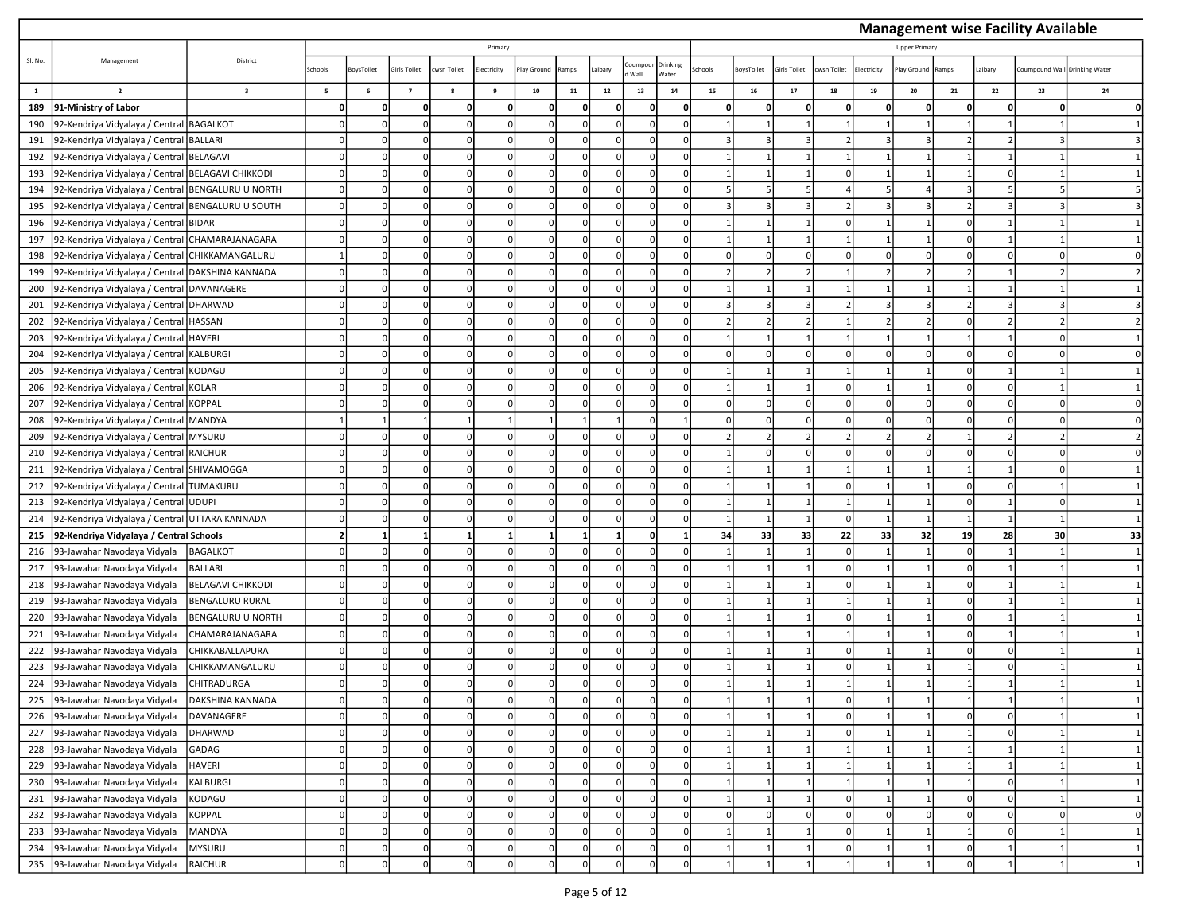## Management wise Facility Available

| Sl. No. | Management | District | Primary | | | | | | | | | | Upper Primary | | | | | | | | | |
|---|---|---|---|---|---|---|---|---|---|---|---|---|---|---|---|---|---|---|---|---|---|---|
| | | | Schools | BoysToilet | Girls Toilet | cwsn Toilet | Electricity | Play Ground | Ramps | Laibary | Coumpound Wall | Drinking Water | Schools | BoysToilet | Girls Toilet | cwsn Toilet | Electricity | Play Ground | Ramps | Laibary | Coumpound Wall | Drinking Water |
| 1 | 2 | 3 | 5 | 6 | 7 | 8 | 9 | 10 | 11 | 12 | 13 | 14 | 15 | 16 | 17 | 18 | 19 | 20 | 21 | 22 | 23 | 24 |
| **189** | **91-Ministry of Labor** | | **0** | **0** | **0** | **0** | **0** | **0** | **0** | **0** | **0** | **0** | **0** | **0** | **0** | **0** | **0** | **0** | **0** | **0** | **0** | **0** |
| 190 | 92-Kendriya Vidyalaya / Central | BAGALKOT | 0 | 0 | 0 | 0 | 0 | 0 | 0 | 0 | 0 | 0 | 1 | 1 | 1 | 1 | 1 | 1 | 1 | 1 | 1 | 1 |
| 191 | 92-Kendriya Vidyalaya / Central | BALLARI | 0 | 0 | 0 | 0 | 0 | 0 | 0 | 0 | 0 | 0 | 3 | 3 | 3 | 2 | 3 | 3 | 2 | 2 | 3 | 3 |
| 192 | 92-Kendriya Vidyalaya / Central | BELAGAVI | 0 | 0 | 0 | 0 | 0 | 0 | 0 | 0 | 0 | 0 | 1 | 1 | 1 | 1 | 1 | 1 | 1 | 1 | 1 | 1 |
| 193 | 92-Kendriya Vidyalaya / Central | BELAGAVI CHIKKODI | 0 | 0 | 0 | 0 | 0 | 0 | 0 | 0 | 0 | 0 | 1 | 1 | 1 | 0 | 1 | 1 | 1 | 0 | 1 | 1 |
| 194 | 92-Kendriya Vidyalaya / Central | BENGALURU U NORTH | 0 | 0 | 0 | 0 | 0 | 0 | 0 | 0 | 0 | 0 | 5 | 5 | 5 | 4 | 5 | 4 | 3 | 5 | 5 | 5 |
| 195 | 92-Kendriya Vidyalaya / Central | BENGALURU U SOUTH | 0 | 0 | 0 | 0 | 0 | 0 | 0 | 0 | 0 | 0 | 3 | 3 | 3 | 2 | 3 | 3 | 2 | 3 | 3 | 3 |
| 196 | 92-Kendriya Vidyalaya / Central | BIDAR | 0 | 0 | 0 | 0 | 0 | 0 | 0 | 0 | 0 | 0 | 1 | 1 | 1 | 0 | 1 | 1 | 0 | 1 | 1 | 1 |
| 197 | 92-Kendriya Vidyalaya / Central | CHAMARAJANAGARA | 0 | 0 | 0 | 0 | 0 | 0 | 0 | 0 | 0 | 0 | 1 | 1 | 1 | 1 | 1 | 1 | 0 | 1 | 1 | 1 |
| 198 | 92-Kendriya Vidyalaya / Central | CHIKKAMANGALURU | 1 | 0 | 0 | 0 | 0 | 0 | 0 | 0 | 0 | 0 | 0 | 0 | 0 | 0 | 0 | 0 | 0 | 0 | 0 | 0 |
| 199 | 92-Kendriya Vidyalaya / Central | DAKSHINA KANNADA | 0 | 0 | 0 | 0 | 0 | 0 | 0 | 0 | 0 | 0 | 2 | 2 | 2 | 1 | 2 | 2 | 2 | 1 | 2 | 2 |
| 200 | 92-Kendriya Vidyalaya / Central | DAVANAGERE | 0 | 0 | 0 | 0 | 0 | 0 | 0 | 0 | 0 | 0 | 1 | 1 | 1 | 1 | 1 | 1 | 1 | 1 | 1 | 1 |
| 201 | 92-Kendriya Vidyalaya / Central | DHARWAD | 0 | 0 | 0 | 0 | 0 | 0 | 0 | 0 | 0 | 0 | 3 | 3 | 3 | 2 | 3 | 3 | 2 | 3 | 3 | 3 |
| 202 | 92-Kendriya Vidyalaya / Central | HASSAN | 0 | 0 | 0 | 0 | 0 | 0 | 0 | 0 | 0 | 0 | 2 | 2 | 2 | 1 | 2 | 2 | 0 | 2 | 2 | 2 |
| 203 | 92-Kendriya Vidyalaya / Central | HAVERI | 0 | 0 | 0 | 0 | 0 | 0 | 0 | 0 | 0 | 0 | 1 | 1 | 1 | 1 | 1 | 1 | 1 | 1 | 0 | 1 |
| 204 | 92-Kendriya Vidyalaya / Central | KALBURGI | 0 | 0 | 0 | 0 | 0 | 0 | 0 | 0 | 0 | 0 | 0 | 0 | 0 | 0 | 0 | 0 | 0 | 0 | 0 | 0 |
| 205 | 92-Kendriya Vidyalaya / Central | KODAGU | 0 | 0 | 0 | 0 | 0 | 0 | 0 | 0 | 0 | 0 | 1 | 1 | 1 | 1 | 1 | 1 | 0 | 1 | 1 | 1 |
| 206 | 92-Kendriya Vidyalaya / Central | KOLAR | 0 | 0 | 0 | 0 | 0 | 0 | 0 | 0 | 0 | 0 | 1 | 1 | 1 | 0 | 1 | 1 | 0 | 0 | 1 | 1 |
| 207 | 92-Kendriya Vidyalaya / Central | KOPPAL | 0 | 0 | 0 | 0 | 0 | 0 | 0 | 0 | 0 | 0 | 0 | 0 | 0 | 0 | 0 | 0 | 0 | 0 | 0 | 0 |
| 208 | 92-Kendriya Vidyalaya / Central | MANDYA | 1 | 1 | 1 | 1 | 1 | 1 | 1 | 1 | 0 | 1 | 0 | 0 | 0 | 0 | 0 | 0 | 0 | 0 | 0 | 0 |
| 209 | 92-Kendriya Vidyalaya / Central | MYSURU | 0 | 0 | 0 | 0 | 0 | 0 | 0 | 0 | 0 | 0 | 2 | 2 | 2 | 2 | 2 | 2 | 1 | 2 | 2 | 2 |
| 210 | 92-Kendriya Vidyalaya / Central | RAICHUR | 0 | 0 | 0 | 0 | 0 | 0 | 0 | 0 | 0 | 0 | 1 | 0 | 0 | 0 | 0 | 0 | 0 | 0 | 0 | 0 |
| 211 | 92-Kendriya Vidyalaya / Central | SHIVAMOGGA | 0 | 0 | 0 | 0 | 0 | 0 | 0 | 0 | 0 | 0 | 1 | 1 | 1 | 1 | 1 | 1 | 1 | 1 | 0 | 1 |
| 212 | 92-Kendriya Vidyalaya / Central | TUMAKURU | 0 | 0 | 0 | 0 | 0 | 0 | 0 | 0 | 0 | 0 | 1 | 1 | 1 | 0 | 1 | 1 | 0 | 0 | 1 | 1 |
| 213 | 92-Kendriya Vidyalaya / Central | UDUPI | 0 | 0 | 0 | 0 | 0 | 0 | 0 | 0 | 0 | 0 | 1 | 1 | 1 | 1 | 1 | 1 | 0 | 1 | 0 | 1 |
| 214 | 92-Kendriya Vidyalaya / Central | UTTARA KANNADA | 0 | 0 | 0 | 0 | 0 | 0 | 0 | 0 | 0 | 0 | 1 | 1 | 1 | 0 | 1 | 1 | 1 | 1 | 1 | 1 |
| **215** | **92-Kendriya Vidyalaya / Central Schools** | | **2** | **1** | **1** | **1** | **1** | **1** | **1** | **1** | **0** | **1** | **34** | **33** | **33** | **22** | **33** | **32** | **19** | **28** | **30** | **33** |
| 216 | 93-Jawahar Navodaya Vidyala | BAGALKOT | 0 | 0 | 0 | 0 | 0 | 0 | 0 | 0 | 0 | 0 | 1 | 1 | 1 | 0 | 1 | 1 | 0 | 1 | 1 | 1 |
| 217 | 93-Jawahar Navodaya Vidyala | BALLARI | 0 | 0 | 0 | 0 | 0 | 0 | 0 | 0 | 0 | 0 | 1 | 1 | 1 | 0 | 1 | 1 | 0 | 1 | 1 | 1 |
| 218 | 93-Jawahar Navodaya Vidyala | BELAGAVI CHIKKODI | 0 | 0 | 0 | 0 | 0 | 0 | 0 | 0 | 0 | 0 | 1 | 1 | 1 | 0 | 1 | 1 | 0 | 1 | 1 | 1 |
| 219 | 93-Jawahar Navodaya Vidyala | BENGALURU RURAL | 0 | 0 | 0 | 0 | 0 | 0 | 0 | 0 | 0 | 0 | 1 | 1 | 1 | 1 | 1 | 1 | 0 | 1 | 1 | 1 |
| 220 | 93-Jawahar Navodaya Vidyala | BENGALURU U NORTH | 0 | 0 | 0 | 0 | 0 | 0 | 0 | 0 | 0 | 0 | 1 | 1 | 1 | 0 | 1 | 1 | 0 | 1 | 1 | 1 |
| 221 | 93-Jawahar Navodaya Vidyala | CHAMARAJANAGARA | 0 | 0 | 0 | 0 | 0 | 0 | 0 | 0 | 0 | 0 | 1 | 1 | 1 | 1 | 1 | 1 | 0 | 1 | 1 | 1 |
| 222 | 93-Jawahar Navodaya Vidyala | CHIKKABALLAPURA | 0 | 0 | 0 | 0 | 0 | 0 | 0 | 0 | 0 | 0 | 1 | 1 | 1 | 0 | 1 | 1 | 0 | 0 | 1 | 1 |
| 223 | 93-Jawahar Navodaya Vidyala | CHIKKAMANGALURU | 0 | 0 | 0 | 0 | 0 | 0 | 0 | 0 | 0 | 0 | 1 | 1 | 1 | 0 | 1 | 1 | 1 | 0 | 1 | 1 |
| 224 | 93-Jawahar Navodaya Vidyala | CHITRADURGA | 0 | 0 | 0 | 0 | 0 | 0 | 0 | 0 | 0 | 0 | 1 | 1 | 1 | 1 | 1 | 1 | 1 | 1 | 1 | 1 |
| 225 | 93-Jawahar Navodaya Vidyala | DAKSHINA KANNADA | 0 | 0 | 0 | 0 | 0 | 0 | 0 | 0 | 0 | 0 | 1 | 1 | 1 | 0 | 1 | 1 | 1 | 1 | 1 | 1 |
| 226 | 93-Jawahar Navodaya Vidyala | DAVANAGERE | 0 | 0 | 0 | 0 | 0 | 0 | 0 | 0 | 0 | 0 | 1 | 1 | 1 | 0 | 1 | 1 | 0 | 0 | 1 | 1 |
| 227 | 93-Jawahar Navodaya Vidyala | DHARWAD | 0 | 0 | 0 | 0 | 0 | 0 | 0 | 0 | 0 | 0 | 1 | 1 | 1 | 0 | 1 | 1 | 1 | 0 | 1 | 1 |
| 228 | 93-Jawahar Navodaya Vidyala | GADAG | 0 | 0 | 0 | 0 | 0 | 0 | 0 | 0 | 0 | 0 | 1 | 1 | 1 | 1 | 1 | 1 | 1 | 1 | 1 | 1 |
| 229 | 93-Jawahar Navodaya Vidyala | HAVERI | 0 | 0 | 0 | 0 | 0 | 0 | 0 | 0 | 0 | 0 | 1 | 1 | 1 | 1 | 1 | 1 | 1 | 1 | 1 | 1 |
| 230 | 93-Jawahar Navodaya Vidyala | KALBURGI | 0 | 0 | 0 | 0 | 0 | 0 | 0 | 0 | 0 | 0 | 1 | 1 | 1 | 1 | 1 | 1 | 1 | 0 | 1 | 1 |
| 231 | 93-Jawahar Navodaya Vidyala | KODAGU | 0 | 0 | 0 | 0 | 0 | 0 | 0 | 0 | 0 | 0 | 1 | 1 | 1 | 0 | 1 | 1 | 0 | 0 | 1 | 1 |
| 232 | 93-Jawahar Navodaya Vidyala | KOPPAL | 0 | 0 | 0 | 0 | 0 | 0 | 0 | 0 | 0 | 0 | 0 | 0 | 0 | 0 | 0 | 0 | 0 | 0 | 0 | 0 |
| 233 | 93-Jawahar Navodaya Vidyala | MANDYA | 0 | 0 | 0 | 0 | 0 | 0 | 0 | 0 | 0 | 0 | 1 | 1 | 1 | 0 | 1 | 1 | 1 | 0 | 1 | 1 |
| 234 | 93-Jawahar Navodaya Vidyala | MYSURU | 0 | 0 | 0 | 0 | 0 | 0 | 0 | 0 | 0 | 0 | 1 | 1 | 1 | 0 | 1 | 1 | 0 | 1 | 1 | 1 |
| 235 | 93-Jawahar Navodaya Vidyala | RAICHUR | 0 | 0 | 0 | 0 | 0 | 0 | 0 | 0 | 0 | 0 | 1 | 1 | 1 | 1 | 1 | 1 | 0 | 1 | 1 | 1 |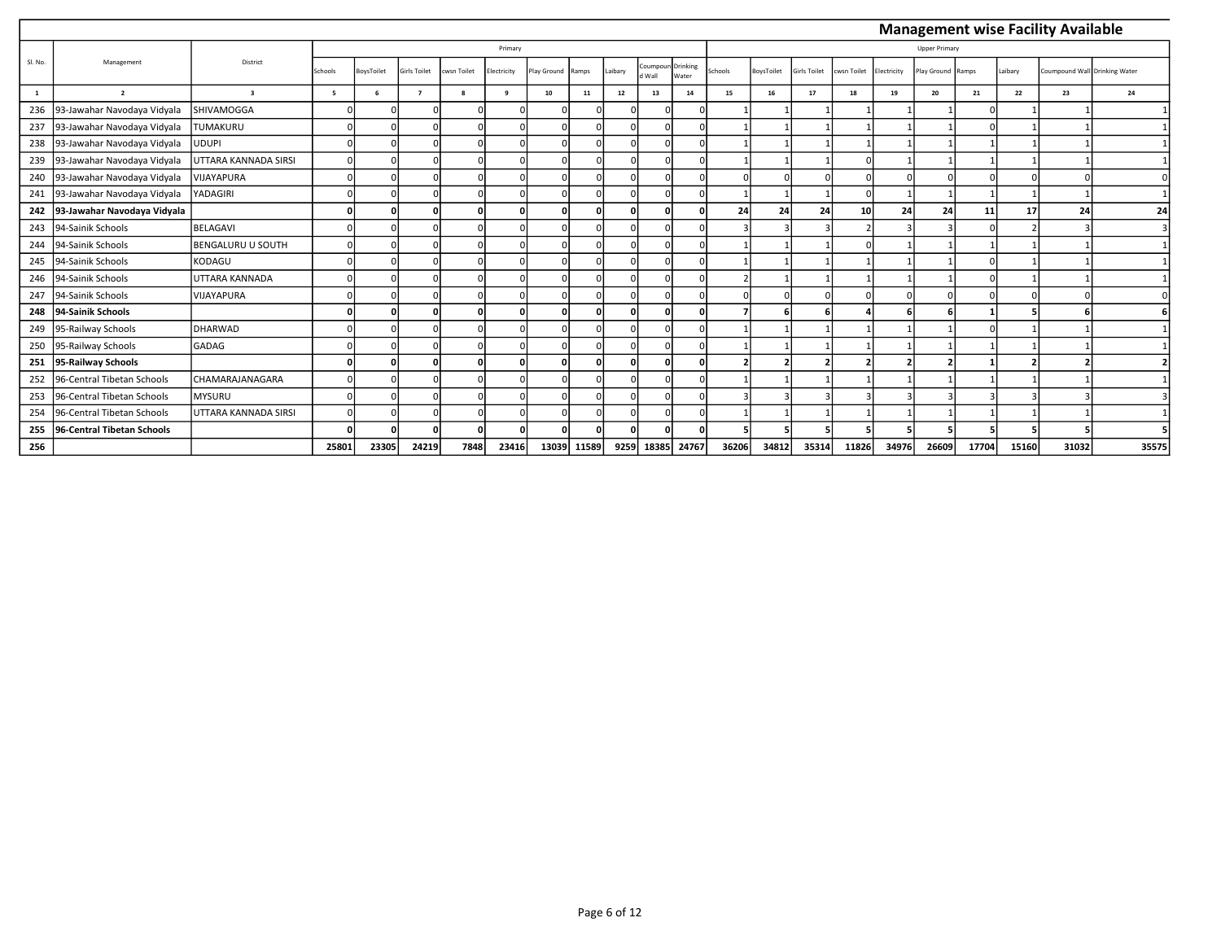## Management wise Facility Available

| Sl. No. | Management | District | Primary | | | | | | | | | | Upper Primary | | | | | | | | | |
|---|---|---|---|---|---|---|---|---|---|---|---|---|---|---|---|---|---|---|---|---|---|---|
| | | | Schools | BoysToilet | Girls Toilet | cwsn Toilet | Electricity | Play Ground | Ramps | Laibary | Coumpound Wall | Drinking Water | Schools | BoysToilet | Girls Toilet | cwsn Toilet | Electricity | Play Ground | Ramps | Laibary | Coumpound Wall | Drinking Water |
| 1 | 2 | 3 | 5 | 6 | 7 | 8 | 9 | 10 | 11 | 12 | 13 | 14 | 15 | 16 | 17 | 18 | 19 | 20 | 21 | 22 | 23 | 24 |
| 236 | 93-Jawahar Navodaya Vidyala | SHIVAMOGGA | 0 | 0 | 0 | 0 | 0 | 0 | 0 | 0 | 0 | 0 | 1 | 1 | 1 | 1 | 1 | 1 | 0 | 1 | 1 | 1 |
| 237 | 93-Jawahar Navodaya Vidyala | TUMAKURU | 0 | 0 | 0 | 0 | 0 | 0 | 0 | 0 | 0 | 0 | 1 | 1 | 1 | 1 | 1 | 1 | 0 | 1 | 1 | 1 |
| 238 | 93-Jawahar Navodaya Vidyala | UDUPI | 0 | 0 | 0 | 0 | 0 | 0 | 0 | 0 | 0 | 0 | 1 | 1 | 1 | 1 | 1 | 1 | 1 | 1 | 1 | 1 |
| 239 | 93-Jawahar Navodaya Vidyala | UTTARA KANNADA SIRSI | 0 | 0 | 0 | 0 | 0 | 0 | 0 | 0 | 0 | 0 | 1 | 1 | 1 | 0 | 1 | 1 | 1 | 1 | 1 | 1 |
| 240 | 93-Jawahar Navodaya Vidyala | VIJAYAPURA | 0 | 0 | 0 | 0 | 0 | 0 | 0 | 0 | 0 | 0 | 0 | 0 | 0 | 0 | 0 | 0 | 0 | 0 | 0 | 0 |
| 241 | 93-Jawahar Navodaya Vidyala | YADAGIRI | 0 | 0 | 0 | 0 | 0 | 0 | 0 | 0 | 0 | 0 | 1 | 1 | 1 | 0 | 1 | 1 | 1 | 1 | 1 | 1 |
| **242** | **93-Jawahar Navodaya Vidyala** | | **0** | **0** | **0** | **0** | **0** | **0** | **0** | **0** | **0** | **0** | **24** | **24** | **24** | **10** | **24** | **24** | **11** | **17** | **24** | **24** |
| 243 | 94-Sainik Schools | BELAGAVI | 0 | 0 | 0 | 0 | 0 | 0 | 0 | 0 | 0 | 0 | 3 | 3 | 3 | 2 | 3 | 3 | 0 | 2 | 3 | 3 |
| 244 | 94-Sainik Schools | BENGALURU U SOUTH | 0 | 0 | 0 | 0 | 0 | 0 | 0 | 0 | 0 | 0 | 1 | 1 | 1 | 0 | 1 | 1 | 1 | 1 | 1 | 1 |
| 245 | 94-Sainik Schools | KODAGU | 0 | 0 | 0 | 0 | 0 | 0 | 0 | 0 | 0 | 0 | 1 | 1 | 1 | 1 | 1 | 1 | 0 | 1 | 1 | 1 |
| 246 | 94-Sainik Schools | UTTARA KANNADA | 0 | 0 | 0 | 0 | 0 | 0 | 0 | 0 | 0 | 0 | 2 | 1 | 1 | 1 | 1 | 1 | 0 | 1 | 1 | 1 |
| 247 | 94-Sainik Schools | VIJAYAPURA | 0 | 0 | 0 | 0 | 0 | 0 | 0 | 0 | 0 | 0 | 0 | 0 | 0 | 0 | 0 | 0 | 0 | 0 | 0 | 0 |
| **248** | **94-Sainik Schools** | | **0** | **0** | **0** | **0** | **0** | **0** | **0** | **0** | **0** | **0** | **7** | **6** | **6** | **4** | **6** | **6** | **1** | **5** | **6** | **6** |
| 249 | 95-Railway Schools | DHARWAD | 0 | 0 | 0 | 0 | 0 | 0 | 0 | 0 | 0 | 0 | 1 | 1 | 1 | 1 | 1 | 1 | 0 | 1 | 1 | 1 |
| 250 | 95-Railway Schools | GADAG | 0 | 0 | 0 | 0 | 0 | 0 | 0 | 0 | 0 | 0 | 1 | 1 | 1 | 1 | 1 | 1 | 1 | 1 | 1 | 1 |
| **251** | **95-Railway Schools** | | **0** | **0** | **0** | **0** | **0** | **0** | **0** | **0** | **0** | **0** | **2** | **2** | **2** | **2** | **2** | **2** | **1** | **2** | **2** | **2** |
| 252 | 96-Central Tibetan Schools | CHAMARAJANAGARA | 0 | 0 | 0 | 0 | 0 | 0 | 0 | 0 | 0 | 0 | 1 | 1 | 1 | 1 | 1 | 1 | 1 | 1 | 1 | 1 |
| 253 | 96-Central Tibetan Schools | MYSURU | 0 | 0 | 0 | 0 | 0 | 0 | 0 | 0 | 0 | 0 | 3 | 3 | 3 | 3 | 3 | 3 | 3 | 3 | 3 | 3 |
| 254 | 96-Central Tibetan Schools | UTTARA KANNADA SIRSI | 0 | 0 | 0 | 0 | 0 | 0 | 0 | 0 | 0 | 0 | 1 | 1 | 1 | 1 | 1 | 1 | 1 | 1 | 1 | 1 |
| **255** | **96-Central Tibetan Schools** | | **0** | **0** | **0** | **0** | **0** | **0** | **0** | **0** | **0** | **0** | **5** | **5** | **5** | **5** | **5** | **5** | **5** | **5** | **5** | **5** |
| **256** | | | **25801** | **23305** | **24219** | **7848** | **23416** | **13039** | **11589** | **9259** | **18385** | **24767** | **36206** | **34812** | **35314** | **11826** | **34976** | **26609** | **17704** | **15160** | **31032** | **35575** |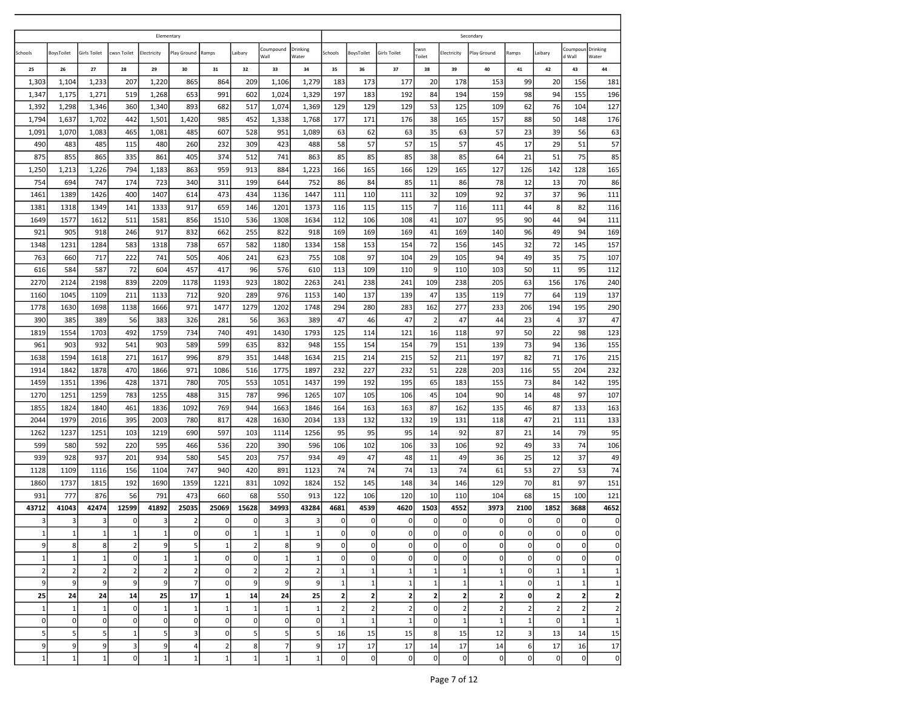| Elementary | | | | | | | | | | Secondary | | | | | | | | | |
|---|---|---|---|---|---|---|---|---|---|---|---|---|---|---|---|---|---|---|---|
| Schools | BoysToilet | Girls Toilet | cwsn Toilet | Electricity | Play Ground | Ramps | Laibary | Coumpound Wall | Drinking Water | Schools | BoysToilet | Girls Toilet | cwsn Toilet | Electricity | Play Ground | Ramps | Laibary | Coumpound Wall | Drinking Water |
| 25 | 26 | 27 | 28 | 29 | 30 | 31 | 32 | 33 | 34 | 35 | 36 | 37 | 38 | 39 | 40 | 41 | 42 | 43 | 44 |
| 1,303 | 1,104 | 1,233 | 207 | 1,220 | 865 | 864 | 209 | 1,106 | 1,279 | 183 | 173 | 177 | 20 | 178 | 153 | 99 | 20 | 156 | 181 |
| 1,347 | 1,175 | 1,271 | 519 | 1,268 | 653 | 991 | 602 | 1,024 | 1,329 | 197 | 183 | 192 | 84 | 194 | 159 | 98 | 94 | 155 | 196 |
| 1,392 | 1,298 | 1,346 | 360 | 1,340 | 893 | 682 | 517 | 1,074 | 1,369 | 129 | 129 | 129 | 53 | 125 | 109 | 62 | 76 | 104 | 127 |
| 1,794 | 1,637 | 1,702 | 442 | 1,501 | 1,420 | 985 | 452 | 1,338 | 1,768 | 177 | 171 | 176 | 38 | 165 | 157 | 88 | 50 | 148 | 176 |
| 1,091 | 1,070 | 1,083 | 465 | 1,081 | 485 | 607 | 528 | 951 | 1,089 | 63 | 62 | 63 | 35 | 63 | 57 | 23 | 39 | 56 | 63 |
| 490 | 483 | 485 | 115 | 480 | 260 | 232 | 309 | 423 | 488 | 58 | 57 | 57 | 15 | 57 | 45 | 17 | 29 | 51 | 57 |
| 875 | 855 | 865 | 335 | 861 | 405 | 374 | 512 | 741 | 863 | 85 | 85 | 85 | 38 | 85 | 64 | 21 | 51 | 75 | 85 |
| 1,250 | 1,213 | 1,226 | 794 | 1,183 | 863 | 959 | 913 | 884 | 1,223 | 166 | 165 | 166 | 129 | 165 | 127 | 126 | 142 | 128 | 165 |
| 754 | 694 | 747 | 174 | 723 | 340 | 311 | 199 | 644 | 752 | 86 | 84 | 85 | 11 | 86 | 78 | 12 | 13 | 70 | 86 |
| 1461 | 1389 | 1426 | 400 | 1407 | 614 | 473 | 434 | 1136 | 1447 | 111 | 110 | 111 | 32 | 109 | 92 | 37 | 37 | 96 | 111 |
| 1381 | 1318 | 1349 | 141 | 1333 | 917 | 659 | 146 | 1201 | 1373 | 116 | 115 | 115 | 7 | 116 | 111 | 44 | 8 | 82 | 116 |
| 1649 | 1577 | 1612 | 511 | 1581 | 856 | 1510 | 536 | 1308 | 1634 | 112 | 106 | 108 | 41 | 107 | 95 | 90 | 44 | 94 | 111 |
| 921 | 905 | 918 | 246 | 917 | 832 | 662 | 255 | 822 | 918 | 169 | 169 | 169 | 41 | 169 | 140 | 96 | 49 | 94 | 169 |
| 1348 | 1231 | 1284 | 583 | 1318 | 738 | 657 | 582 | 1180 | 1334 | 158 | 153 | 154 | 72 | 156 | 145 | 32 | 72 | 145 | 157 |
| 763 | 660 | 717 | 222 | 741 | 505 | 406 | 241 | 623 | 755 | 108 | 97 | 104 | 29 | 105 | 94 | 49 | 35 | 75 | 107 |
| 616 | 584 | 587 | 72 | 604 | 457 | 417 | 96 | 576 | 610 | 113 | 109 | 110 | 9 | 110 | 103 | 50 | 11 | 95 | 112 |
| 2270 | 2124 | 2198 | 839 | 2209 | 1178 | 1193 | 923 | 1802 | 2263 | 241 | 238 | 241 | 109 | 238 | 205 | 63 | 156 | 176 | 240 |
| 1160 | 1045 | 1109 | 211 | 1133 | 712 | 920 | 289 | 976 | 1153 | 140 | 137 | 139 | 47 | 135 | 119 | 77 | 64 | 119 | 137 |
| 1778 | 1630 | 1698 | 1138 | 1666 | 971 | 1477 | 1279 | 1202 | 1748 | 294 | 280 | 283 | 162 | 277 | 233 | 206 | 194 | 195 | 290 |
| 390 | 385 | 389 | 56 | 383 | 326 | 281 | 56 | 363 | 389 | 47 | 46 | 47 | 2 | 47 | 44 | 23 | 4 | 37 | 47 |
| 1819 | 1554 | 1703 | 492 | 1759 | 734 | 740 | 491 | 1430 | 1793 | 125 | 114 | 121 | 16 | 118 | 97 | 50 | 22 | 98 | 123 |
| 961 | 903 | 932 | 541 | 903 | 589 | 599 | 635 | 832 | 948 | 155 | 154 | 154 | 79 | 151 | 139 | 73 | 94 | 136 | 155 |
| 1638 | 1594 | 1618 | 271 | 1617 | 996 | 879 | 351 | 1448 | 1634 | 215 | 214 | 215 | 52 | 211 | 197 | 82 | 71 | 176 | 215 |
| 1914 | 1842 | 1878 | 470 | 1866 | 971 | 1086 | 516 | 1775 | 1897 | 232 | 227 | 232 | 51 | 228 | 203 | 116 | 55 | 204 | 232 |
| 1459 | 1351 | 1396 | 428 | 1371 | 780 | 705 | 553 | 1051 | 1437 | 199 | 192 | 195 | 65 | 183 | 155 | 73 | 84 | 142 | 195 |
| 1270 | 1251 | 1259 | 783 | 1255 | 488 | 315 | 787 | 996 | 1265 | 107 | 105 | 106 | 45 | 104 | 90 | 14 | 48 | 97 | 107 |
| 1855 | 1824 | 1840 | 461 | 1836 | 1092 | 769 | 944 | 1663 | 1846 | 164 | 163 | 163 | 87 | 162 | 135 | 46 | 87 | 133 | 163 |
| 2044 | 1979 | 2016 | 395 | 2003 | 780 | 817 | 428 | 1630 | 2034 | 133 | 132 | 132 | 19 | 131 | 118 | 47 | 21 | 111 | 133 |
| 1262 | 1237 | 1251 | 103 | 1219 | 690 | 597 | 103 | 1114 | 1256 | 95 | 95 | 95 | 14 | 92 | 87 | 21 | 14 | 79 | 95 |
| 599 | 580 | 592 | 220 | 595 | 466 | 536 | 220 | 390 | 596 | 106 | 102 | 106 | 33 | 106 | 92 | 49 | 33 | 74 | 106 |
| 939 | 928 | 937 | 201 | 934 | 580 | 545 | 203 | 757 | 934 | 49 | 47 | 48 | 11 | 49 | 36 | 25 | 12 | 37 | 49 |
| 1128 | 1109 | 1116 | 156 | 1104 | 747 | 940 | 420 | 891 | 1123 | 74 | 74 | 74 | 13 | 74 | 61 | 53 | 27 | 53 | 74 |
| 1860 | 1737 | 1815 | 192 | 1690 | 1359 | 1221 | 831 | 1092 | 1824 | 152 | 145 | 148 | 34 | 146 | 129 | 70 | 81 | 97 | 151 |
| 931 | 777 | 876 | 56 | 791 | 473 | 660 | 68 | 550 | 913 | 122 | 106 | 120 | 10 | 110 | 104 | 68 | 15 | 100 | 121 |
| **43712** | **41043** | **42474** | **12599** | **41892** | **25035** | **25069** | **15628** | **34993** | **43284** | **4681** | **4539** | **4620** | **1503** | **4552** | **3973** | **2100** | **1852** | **3688** | **4652** |
| 3 | 3 | 3 | 0 | 3 | 2 | 0 | 0 | 3 | 3 | 0 | 0 | 0 | 0 | 0 | 0 | 0 | 0 | 0 | 0 |
| 1 | 1 | 1 | 1 | 1 | 0 | 0 | 1 | 1 | 1 | 0 | 0 | 0 | 0 | 0 | 0 | 0 | 0 | 0 | 0 |
| 9 | 8 | 8 | 2 | 9 | 5 | 1 | 2 | 8 | 9 | 0 | 0 | 0 | 0 | 0 | 0 | 0 | 0 | 0 | 0 |
| 1 | 1 | 1 | 0 | 1 | 1 | 0 | 0 | 1 | 1 | 0 | 0 | 0 | 0 | 0 | 0 | 0 | 0 | 0 | 0 |
| 2 | 2 | 2 | 2 | 2 | 2 | 0 | 2 | 2 | 2 | 1 | 1 | 1 | 1 | 1 | 1 | 0 | 1 | 1 | 1 |
| 9 | 9 | 9 | 9 | 9 | 7 | 0 | 9 | 9 | 9 | 1 | 1 | 1 | 1 | 1 | 1 | 0 | 1 | 1 | 1 |
| **25** | **24** | **24** | **14** | **25** | **17** | **1** | **14** | **24** | **25** | **2** | **2** | **2** | **2** | **2** | **2** | **0** | **2** | **2** | **2** |
| 1 | 1 | 1 | 0 | 1 | 1 | 1 | 1 | 1 | 1 | 2 | 2 | 2 | 0 | 2 | 2 | 2 | 2 | 2 | 2 |
| 0 | 0 | 0 | 0 | 0 | 0 | 0 | 0 | 0 | 0 | 1 | 1 | 1 | 0 | 1 | 1 | 1 | 0 | 1 | 1 |
| 5 | 5 | 5 | 1 | 5 | 3 | 0 | 5 | 5 | 5 | 16 | 15 | 15 | 8 | 15 | 12 | 3 | 13 | 14 | 15 |
| 9 | 9 | 9 | 3 | 9 | 4 | 2 | 8 | 7 | 9 | 17 | 17 | 17 | 14 | 17 | 14 | 6 | 17 | 16 | 17 |
| 1 | 1 | 1 | 0 | 1 | 1 | 1 | 1 | 1 | 1 | 0 | 0 | 0 | 0 | 0 | 0 | 0 | 0 | 0 | 0 |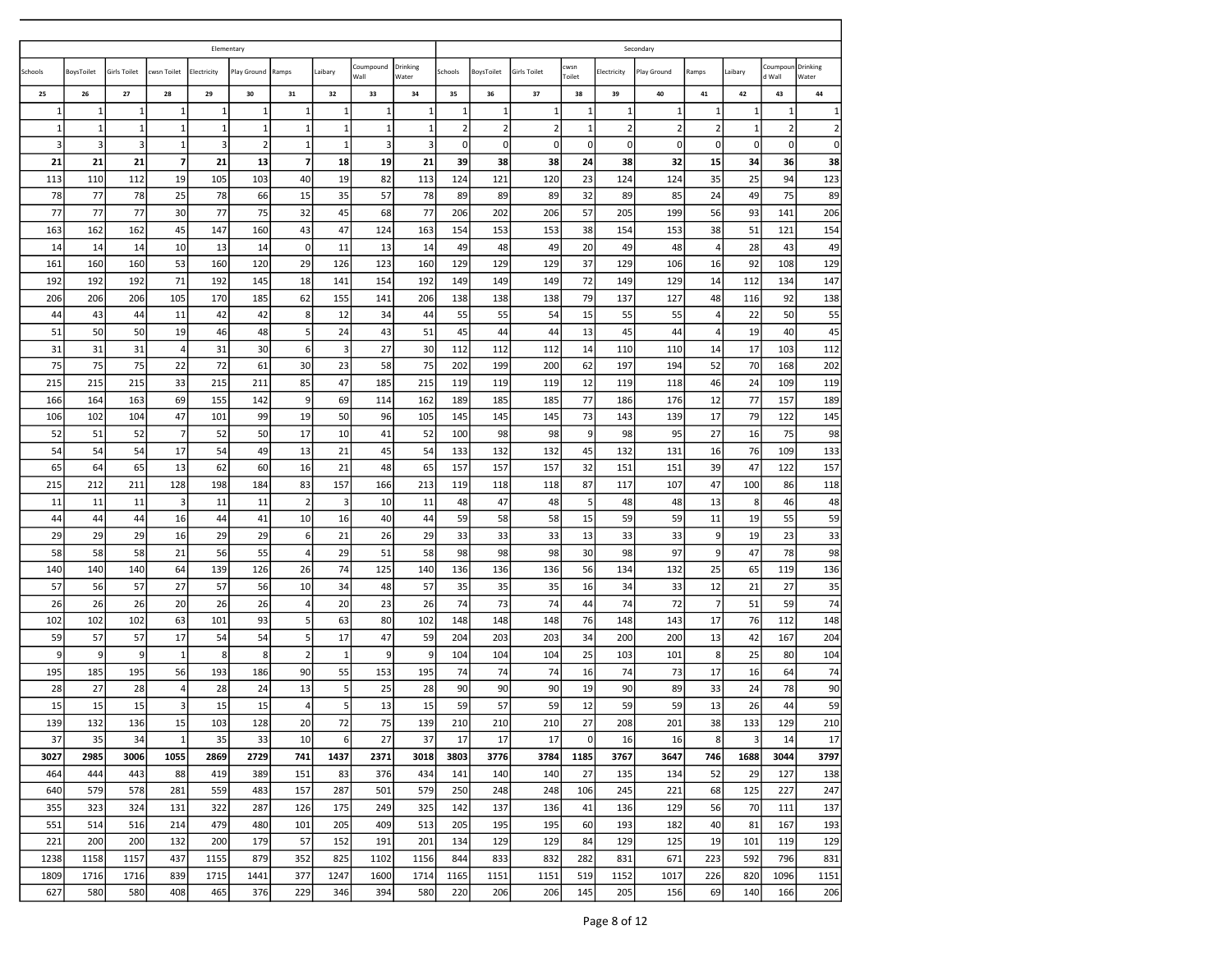| Elementary | | | | | | | | | | Secondary | | | | | | | | | |
|---|---|---|---|---|---|---|---|---|---|---|---|---|---|---|---|---|---|---|---|
| Schools | BoysToilet | Girls Toilet | cwsn Toilet | Electricity | Play Ground | Ramps | Laibary | Coumpound Wall | Drinking Water | Schools | BoysToilet | Girls Toilet | cwsn Toilet | Electricity | Play Ground | Ramps | Laibary | Coumpound Wall | Drinking Water |
| **25** | **26** | **27** | **28** | **29** | **30** | **31** | **32** | **33** | **34** | **35** | **36** | **37** | **38** | **39** | **40** | **41** | **42** | **43** | **44** |
| 1 | 1 | 1 | 1 | 1 | 1 | 1 | 1 | 1 | 1 | 1 | 1 | 1 | 1 | 1 | 1 | 1 | 1 | 1 | 1 |
| 1 | 1 | 1 | 1 | 1 | 1 | 1 | 1 | 1 | 1 | 2 | 2 | 2 | 1 | 2 | 2 | 2 | 1 | 2 | 2 |
| 3 | 3 | 3 | 1 | 3 | 2 | 1 | 1 | 3 | 3 | 0 | 0 | 0 | 0 | 0 | 0 | 0 | 0 | 0 | 0 |
| **21** | **21** | **21** | **7** | **21** | **13** | **7** | **18** | **19** | **21** | **39** | **38** | **38** | **24** | **38** | **32** | **15** | **34** | **36** | **38** |
| 113 | 110 | 112 | 19 | 105 | 103 | 40 | 19 | 82 | 113 | 124 | 121 | 120 | 23 | 124 | 124 | 35 | 25 | 94 | 123 |
| 78 | 77 | 78 | 25 | 78 | 66 | 15 | 35 | 57 | 78 | 89 | 89 | 89 | 32 | 89 | 85 | 24 | 49 | 75 | 89 |
| 77 | 77 | 77 | 30 | 77 | 75 | 32 | 45 | 68 | 77 | 206 | 202 | 206 | 57 | 205 | 199 | 56 | 93 | 141 | 206 |
| 163 | 162 | 162 | 45 | 147 | 160 | 43 | 47 | 124 | 163 | 154 | 153 | 153 | 38 | 154 | 153 | 38 | 51 | 121 | 154 |
| 14 | 14 | 14 | 10 | 13 | 14 | 0 | 11 | 13 | 14 | 49 | 48 | 49 | 20 | 49 | 48 | 4 | 28 | 43 | 49 |
| 161 | 160 | 160 | 53 | 160 | 120 | 29 | 126 | 123 | 160 | 129 | 129 | 129 | 37 | 129 | 106 | 16 | 92 | 108 | 129 |
| 192 | 192 | 192 | 71 | 192 | 145 | 18 | 141 | 154 | 192 | 149 | 149 | 149 | 72 | 149 | 129 | 14 | 112 | 134 | 147 |
| 206 | 206 | 206 | 105 | 170 | 185 | 62 | 155 | 141 | 206 | 138 | 138 | 138 | 79 | 137 | 127 | 48 | 116 | 92 | 138 |
| 44 | 43 | 44 | 11 | 42 | 42 | 8 | 12 | 34 | 44 | 55 | 55 | 54 | 15 | 55 | 55 | 4 | 22 | 50 | 55 |
| 51 | 50 | 50 | 19 | 46 | 48 | 5 | 24 | 43 | 51 | 45 | 44 | 44 | 13 | 45 | 44 | 4 | 19 | 40 | 45 |
| 31 | 31 | 31 | 4 | 31 | 30 | 6 | 3 | 27 | 30 | 112 | 112 | 112 | 14 | 110 | 110 | 14 | 17 | 103 | 112 |
| 75 | 75 | 75 | 22 | 72 | 61 | 30 | 23 | 58 | 75 | 202 | 199 | 200 | 62 | 197 | 194 | 52 | 70 | 168 | 202 |
| 215 | 215 | 215 | 33 | 215 | 211 | 85 | 47 | 185 | 215 | 119 | 119 | 119 | 12 | 119 | 118 | 46 | 24 | 109 | 119 |
| 166 | 164 | 163 | 69 | 155 | 142 | 9 | 69 | 114 | 162 | 189 | 185 | 185 | 77 | 186 | 176 | 12 | 77 | 157 | 189 |
| 106 | 102 | 104 | 47 | 101 | 99 | 19 | 50 | 96 | 105 | 145 | 145 | 145 | 73 | 143 | 139 | 17 | 79 | 122 | 145 |
| 52 | 51 | 52 | 7 | 52 | 50 | 17 | 10 | 41 | 52 | 100 | 98 | 98 | 9 | 98 | 95 | 27 | 16 | 75 | 98 |
| 54 | 54 | 54 | 17 | 54 | 49 | 13 | 21 | 45 | 54 | 133 | 132 | 132 | 45 | 132 | 131 | 16 | 76 | 109 | 133 |
| 65 | 64 | 65 | 13 | 62 | 60 | 16 | 21 | 48 | 65 | 157 | 157 | 157 | 32 | 151 | 151 | 39 | 47 | 122 | 157 |
| 215 | 212 | 211 | 128 | 198 | 184 | 83 | 157 | 166 | 213 | 119 | 118 | 118 | 87 | 117 | 107 | 47 | 100 | 86 | 118 |
| 11 | 11 | 11 | 3 | 11 | 11 | 2 | 3 | 10 | 11 | 48 | 47 | 48 | 5 | 48 | 48 | 13 | 8 | 46 | 48 |
| 44 | 44 | 44 | 16 | 44 | 41 | 10 | 16 | 40 | 44 | 59 | 58 | 58 | 15 | 59 | 59 | 11 | 19 | 55 | 59 |
| 29 | 29 | 29 | 16 | 29 | 29 | 6 | 21 | 26 | 29 | 33 | 33 | 33 | 13 | 33 | 33 | 9 | 19 | 23 | 33 |
| 58 | 58 | 58 | 21 | 56 | 55 | 4 | 29 | 51 | 58 | 98 | 98 | 98 | 30 | 98 | 97 | 9 | 47 | 78 | 98 |
| 140 | 140 | 140 | 64 | 139 | 126 | 26 | 74 | 125 | 140 | 136 | 136 | 136 | 56 | 134 | 132 | 25 | 65 | 119 | 136 |
| 57 | 56 | 57 | 27 | 57 | 56 | 10 | 34 | 48 | 57 | 35 | 35 | 35 | 16 | 34 | 33 | 12 | 21 | 27 | 35 |
| 26 | 26 | 26 | 20 | 26 | 26 | 4 | 20 | 23 | 26 | 74 | 73 | 74 | 44 | 74 | 72 | 7 | 51 | 59 | 74 |
| 102 | 102 | 102 | 63 | 101 | 93 | 5 | 63 | 80 | 102 | 148 | 148 | 148 | 76 | 148 | 143 | 17 | 76 | 112 | 148 |
| 59 | 57 | 57 | 17 | 54 | 54 | 5 | 17 | 47 | 59 | 204 | 203 | 203 | 34 | 200 | 200 | 13 | 42 | 167 | 204 |
| 9 | 9 | 9 | 1 | 8 | 8 | 2 | 1 | 9 | 9 | 104 | 104 | 104 | 25 | 103 | 101 | 8 | 25 | 80 | 104 |
| 195 | 185 | 195 | 56 | 193 | 186 | 90 | 55 | 153 | 195 | 74 | 74 | 74 | 16 | 74 | 73 | 17 | 16 | 64 | 74 |
| 28 | 27 | 28 | 4 | 28 | 24 | 13 | 5 | 25 | 28 | 90 | 90 | 90 | 19 | 90 | 89 | 33 | 24 | 78 | 90 |
| 15 | 15 | 15 | 3 | 15 | 15 | 4 | 5 | 13 | 15 | 59 | 57 | 59 | 12 | 59 | 59 | 13 | 26 | 44 | 59 |
| 139 | 132 | 136 | 15 | 103 | 128 | 20 | 72 | 75 | 139 | 210 | 210 | 210 | 27 | 208 | 201 | 38 | 133 | 129 | 210 |
| 37 | 35 | 34 | 1 | 35 | 33 | 10 | 6 | 27 | 37 | 17 | 17 | 17 | 0 | 16 | 16 | 8 | 3 | 14 | 17 |
| **3027** | **2985** | **3006** | **1055** | **2869** | **2729** | **741** | **1437** | **2371** | **3018** | **3803** | **3776** | **3784** | **1185** | **3767** | **3647** | **746** | **1688** | **3044** | **3797** |
| 464 | 444 | 443 | 88 | 419 | 389 | 151 | 83 | 376 | 434 | 141 | 140 | 140 | 27 | 135 | 134 | 52 | 29 | 127 | 138 |
| 640 | 579 | 578 | 281 | 559 | 483 | 157 | 287 | 501 | 579 | 250 | 248 | 248 | 106 | 245 | 221 | 68 | 125 | 227 | 247 |
| 355 | 323 | 324 | 131 | 322 | 287 | 126 | 175 | 249 | 325 | 142 | 137 | 136 | 41 | 136 | 129 | 56 | 70 | 111 | 137 |
| 551 | 514 | 516 | 214 | 479 | 480 | 101 | 205 | 409 | 513 | 205 | 195 | 195 | 60 | 193 | 182 | 40 | 81 | 167 | 193 |
| 221 | 200 | 200 | 132 | 200 | 179 | 57 | 152 | 191 | 201 | 134 | 129 | 129 | 84 | 129 | 125 | 19 | 101 | 119 | 129 |
| 1238 | 1158 | 1157 | 437 | 1155 | 879 | 352 | 825 | 1102 | 1156 | 844 | 833 | 832 | 282 | 831 | 671 | 223 | 592 | 796 | 831 |
| 1809 | 1716 | 1716 | 839 | 1715 | 1441 | 377 | 1247 | 1600 | 1714 | 1165 | 1151 | 1151 | 519 | 1152 | 1017 | 226 | 820 | 1096 | 1151 |
| 627 | 580 | 580 | 408 | 465 | 376 | 229 | 346 | 394 | 580 | 220 | 206 | 206 | 145 | 205 | 156 | 69 | 140 | 166 | 206 |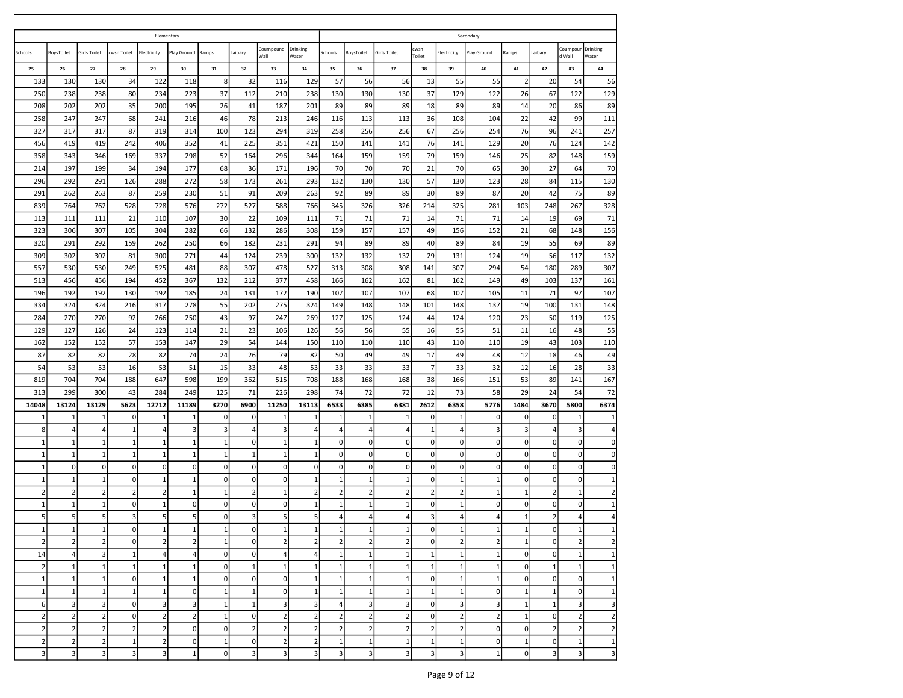| Elementary | | | | | | | | | | Secondary | | | | | | | | | |
|---|---|---|---|---|---|---|---|---|---|---|---|---|---|---|---|---|---|---|---|
| Schools | BoysToilet | Girls Toilet | cwsn Toilet | Electricity | Play Ground | Ramps | Laibary | Coumpound Wall | Drinking Water | Schools | BoysToilet | Girls Toilet | cwsn Toilet | Electricity | Play Ground | Ramps | Laibary | Coumpound Wall | Drinking Water |
| 25 | 26 | 27 | 28 | 29 | 30 | 31 | 32 | 33 | 34 | 35 | 36 | 37 | 38 | 39 | 40 | 41 | 42 | 43 | 44 |
| 133 | 130 | 130 | 34 | 122 | 118 | 8 | 32 | 116 | 129 | 57 | 56 | 56 | 13 | 55 | 55 | 2 | 20 | 54 | 56 |
| 250 | 238 | 238 | 80 | 234 | 223 | 37 | 112 | 210 | 238 | 130 | 130 | 130 | 37 | 129 | 122 | 26 | 67 | 122 | 129 |
| 208 | 202 | 202 | 35 | 200 | 195 | 26 | 41 | 187 | 201 | 89 | 89 | 89 | 18 | 89 | 89 | 14 | 20 | 86 | 89 |
| 258 | 247 | 247 | 68 | 241 | 216 | 46 | 78 | 213 | 246 | 116 | 113 | 113 | 36 | 108 | 104 | 22 | 42 | 99 | 111 |
| 327 | 317 | 317 | 87 | 319 | 314 | 100 | 123 | 294 | 319 | 258 | 256 | 256 | 67 | 256 | 254 | 76 | 96 | 241 | 257 |
| 456 | 419 | 419 | 242 | 406 | 352 | 41 | 225 | 351 | 421 | 150 | 141 | 141 | 76 | 141 | 129 | 20 | 76 | 124 | 142 |
| 358 | 343 | 346 | 169 | 337 | 298 | 52 | 164 | 296 | 344 | 164 | 159 | 159 | 79 | 159 | 146 | 25 | 82 | 148 | 159 |
| 214 | 197 | 199 | 34 | 194 | 177 | 68 | 36 | 171 | 196 | 70 | 70 | 70 | 21 | 70 | 65 | 30 | 27 | 64 | 70 |
| 296 | 292 | 291 | 126 | 288 | 272 | 58 | 173 | 261 | 293 | 132 | 130 | 130 | 57 | 130 | 123 | 28 | 84 | 115 | 130 |
| 291 | 262 | 263 | 87 | 259 | 230 | 51 | 91 | 209 | 263 | 92 | 89 | 89 | 30 | 89 | 87 | 20 | 42 | 75 | 89 |
| 839 | 764 | 762 | 528 | 728 | 576 | 272 | 527 | 588 | 766 | 345 | 326 | 326 | 214 | 325 | 281 | 103 | 248 | 267 | 328 |
| 113 | 111 | 111 | 21 | 110 | 107 | 30 | 22 | 109 | 111 | 71 | 71 | 71 | 14 | 71 | 71 | 14 | 19 | 69 | 71 |
| 323 | 306 | 307 | 105 | 304 | 282 | 66 | 132 | 286 | 308 | 159 | 157 | 157 | 49 | 156 | 152 | 21 | 68 | 148 | 156 |
| 320 | 291 | 292 | 159 | 262 | 250 | 66 | 182 | 231 | 291 | 94 | 89 | 89 | 40 | 89 | 84 | 19 | 55 | 69 | 89 |
| 309 | 302 | 302 | 81 | 300 | 271 | 44 | 124 | 239 | 300 | 132 | 132 | 132 | 29 | 131 | 124 | 19 | 56 | 117 | 132 |
| 557 | 530 | 530 | 249 | 525 | 481 | 88 | 307 | 478 | 527 | 313 | 308 | 308 | 141 | 307 | 294 | 54 | 180 | 289 | 307 |
| 513 | 456 | 456 | 194 | 452 | 367 | 132 | 212 | 377 | 458 | 166 | 162 | 162 | 81 | 162 | 149 | 49 | 103 | 137 | 161 |
| 196 | 192 | 192 | 130 | 192 | 185 | 24 | 131 | 172 | 190 | 107 | 107 | 107 | 68 | 107 | 105 | 11 | 71 | 97 | 107 |
| 334 | 324 | 324 | 216 | 317 | 278 | 55 | 202 | 275 | 324 | 149 | 148 | 148 | 101 | 148 | 137 | 19 | 100 | 131 | 148 |
| 284 | 270 | 270 | 92 | 266 | 250 | 43 | 97 | 247 | 269 | 127 | 125 | 124 | 44 | 124 | 120 | 23 | 50 | 119 | 125 |
| 129 | 127 | 126 | 24 | 123 | 114 | 21 | 23 | 106 | 126 | 56 | 56 | 55 | 16 | 55 | 51 | 11 | 16 | 48 | 55 |
| 162 | 152 | 152 | 57 | 153 | 147 | 29 | 54 | 144 | 150 | 110 | 110 | 110 | 43 | 110 | 110 | 19 | 43 | 103 | 110 |
| 87 | 82 | 82 | 28 | 82 | 74 | 24 | 26 | 79 | 82 | 50 | 49 | 49 | 17 | 49 | 48 | 12 | 18 | 46 | 49 |
| 54 | 53 | 53 | 16 | 53 | 51 | 15 | 33 | 48 | 53 | 33 | 33 | 33 | 7 | 33 | 32 | 12 | 16 | 28 | 33 |
| 819 | 704 | 704 | 188 | 647 | 598 | 199 | 362 | 515 | 708 | 188 | 168 | 168 | 38 | 166 | 151 | 53 | 89 | 141 | 167 |
| 313 | 299 | 300 | 43 | 284 | 249 | 125 | 71 | 226 | 298 | 74 | 72 | 72 | 12 | 73 | 58 | 29 | 24 | 54 | 72 |
| **14048** | **13124** | **13129** | **5623** | **12712** | **11189** | **3270** | **6900** | **11250** | **13113** | **6533** | **6385** | **6381** | **2612** | **6358** | **5776** | **1484** | **3670** | **5800** | **6374** |
| 1 | 1 | 1 | 0 | 1 | 1 | 0 | 0 | 1 | 1 | 1 | 1 | 1 | 0 | 1 | 0 | 0 | 0 | 1 | 1 |
| 8 | 4 | 4 | 1 | 4 | 3 | 3 | 4 | 3 | 4 | 4 | 4 | 4 | 1 | 4 | 3 | 3 | 4 | 3 | 4 |
| 1 | 1 | 1 | 1 | 1 | 1 | 1 | 0 | 1 | 1 | 0 | 0 | 0 | 0 | 0 | 0 | 0 | 0 | 0 | 0 |
| 1 | 1 | 1 | 1 | 1 | 1 | 1 | 1 | 1 | 1 | 0 | 0 | 0 | 0 | 0 | 0 | 0 | 0 | 0 | 0 |
| 1 | 0 | 0 | 0 | 0 | 0 | 0 | 0 | 0 | 0 | 0 | 0 | 0 | 0 | 0 | 0 | 0 | 0 | 0 | 0 |
| 1 | 1 | 1 | 0 | 1 | 1 | 0 | 0 | 0 | 1 | 1 | 1 | 1 | 0 | 1 | 1 | 0 | 0 | 0 | 1 |
| 2 | 2 | 2 | 2 | 2 | 1 | 1 | 2 | 1 | 2 | 2 | 2 | 2 | 2 | 2 | 1 | 1 | 2 | 1 | 2 |
| 1 | 1 | 1 | 0 | 1 | 0 | 0 | 0 | 0 | 1 | 1 | 1 | 1 | 0 | 1 | 0 | 0 | 0 | 0 | 1 |
| 5 | 5 | 5 | 3 | 5 | 5 | 0 | 3 | 5 | 5 | 4 | 4 | 4 | 3 | 4 | 4 | 1 | 2 | 4 | 4 |
| 1 | 1 | 1 | 0 | 1 | 1 | 1 | 0 | 1 | 1 | 1 | 1 | 1 | 0 | 1 | 1 | 1 | 0 | 1 | 1 |
| 2 | 2 | 2 | 0 | 2 | 2 | 1 | 0 | 2 | 2 | 2 | 2 | 2 | 0 | 2 | 2 | 1 | 0 | 2 | 2 |
| 14 | 4 | 3 | 1 | 4 | 4 | 0 | 0 | 4 | 4 | 1 | 1 | 1 | 1 | 1 | 1 | 0 | 0 | 1 | 1 |
| 2 | 1 | 1 | 1 | 1 | 1 | 0 | 1 | 1 | 1 | 1 | 1 | 1 | 1 | 1 | 1 | 0 | 1 | 1 | 1 |
| 1 | 1 | 1 | 0 | 1 | 1 | 0 | 0 | 0 | 1 | 1 | 1 | 1 | 0 | 1 | 1 | 0 | 0 | 0 | 1 |
| 1 | 1 | 1 | 1 | 1 | 0 | 1 | 1 | 0 | 1 | 1 | 1 | 1 | 1 | 1 | 0 | 1 | 1 | 0 | 1 |
| 6 | 3 | 3 | 0 | 3 | 3 | 1 | 1 | 3 | 3 | 4 | 3 | 3 | 0 | 3 | 3 | 1 | 1 | 3 | 3 |
| 2 | 2 | 2 | 0 | 2 | 2 | 1 | 0 | 2 | 2 | 2 | 2 | 2 | 0 | 2 | 2 | 1 | 0 | 2 | 2 |
| 2 | 2 | 2 | 2 | 2 | 0 | 0 | 2 | 2 | 2 | 2 | 2 | 2 | 2 | 2 | 0 | 0 | 2 | 2 | 2 |
| 2 | 2 | 2 | 1 | 2 | 0 | 1 | 0 | 2 | 2 | 1 | 1 | 1 | 1 | 1 | 0 | 1 | 0 | 1 | 1 |
| 3 | 3 | 3 | 3 | 3 | 1 | 0 | 3 | 3 | 3 | 3 | 3 | 3 | 3 | 3 | 1 | 0 | 3 | 3 | 3 |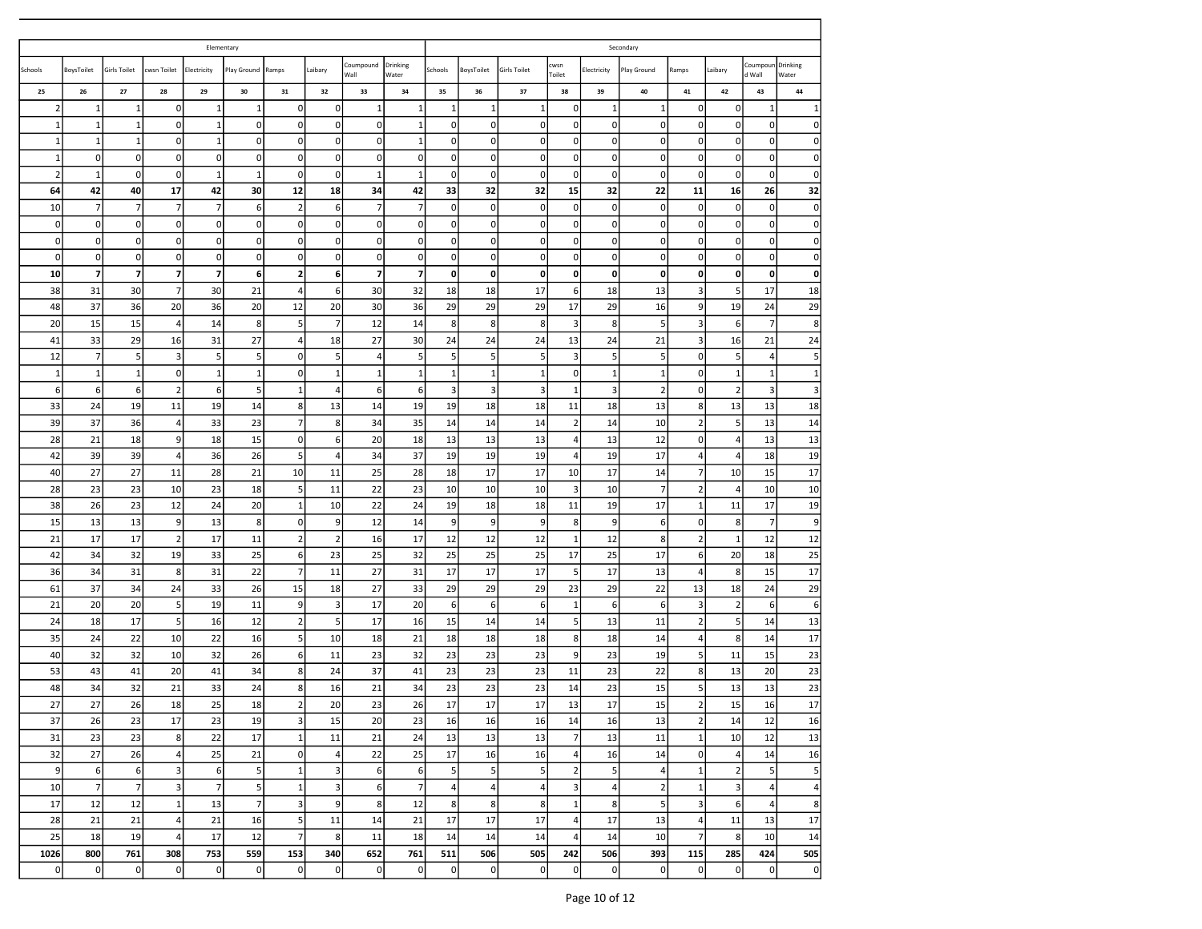| Elementary | | | | | | | | | | Secondary | | | | | | | | | |
|---|---|---|---|---|---|---|---|---|---|---|---|---|---|---|---|---|---|---|---|
| Schools | BoysToilet | Girls Toilet | cwsn Toilet | Electricity | Play Ground | Ramps | Laibary | Coumpound Wall | Drinking Water | Schools | BoysToilet | Girls Toilet | cwsn Toilet | Electricity | Play Ground | Ramps | Laibary | Coumpound Wall | Drinking Water |
| 25 | 26 | 27 | 28 | 29 | 30 | 31 | 32 | 33 | 34 | 35 | 36 | 37 | 38 | 39 | 40 | 41 | 42 | 43 | 44 |
| 2 | 1 | 1 | 0 | 1 | 1 | 0 | 0 | 1 | 1 | 1 | 1 | 1 | 0 | 1 | 1 | 0 | 0 | 1 | 1 |
| 1 | 1 | 1 | 0 | 1 | 0 | 0 | 0 | 0 | 1 | 0 | 0 | 0 | 0 | 0 | 0 | 0 | 0 | 0 | 0 |
| 1 | 1 | 1 | 0 | 1 | 0 | 0 | 0 | 0 | 1 | 0 | 0 | 0 | 0 | 0 | 0 | 0 | 0 | 0 | 0 |
| 1 | 0 | 0 | 0 | 0 | 0 | 0 | 0 | 0 | 0 | 0 | 0 | 0 | 0 | 0 | 0 | 0 | 0 | 0 | 0 |
| 2 | 1 | 0 | 0 | 1 | 1 | 0 | 0 | 1 | 1 | 0 | 0 | 0 | 0 | 0 | 0 | 0 | 0 | 0 | 0 |
| **64** | **42** | **40** | **17** | **42** | **30** | **12** | **18** | **34** | **42** | **33** | **32** | **32** | **15** | **32** | **22** | **11** | **16** | **26** | **32** |
| 10 | 7 | 7 | 7 | 7 | 6 | 2 | 6 | 7 | 7 | 0 | 0 | 0 | 0 | 0 | 0 | 0 | 0 | 0 | 0 |
| 0 | 0 | 0 | 0 | 0 | 0 | 0 | 0 | 0 | 0 | 0 | 0 | 0 | 0 | 0 | 0 | 0 | 0 | 0 | 0 |
| 0 | 0 | 0 | 0 | 0 | 0 | 0 | 0 | 0 | 0 | 0 | 0 | 0 | 0 | 0 | 0 | 0 | 0 | 0 | 0 |
| 0 | 0 | 0 | 0 | 0 | 0 | 0 | 0 | 0 | 0 | 0 | 0 | 0 | 0 | 0 | 0 | 0 | 0 | 0 | 0 |
| **10** | **7** | **7** | **7** | **7** | **6** | **2** | **6** | **7** | **7** | **0** | **0** | **0** | **0** | **0** | **0** | **0** | **0** | **0** | **0** |
| 38 | 31 | 30 | 7 | 30 | 21 | 4 | 6 | 30 | 32 | 18 | 18 | 17 | 6 | 18 | 13 | 3 | 5 | 17 | 18 |
| 48 | 37 | 36 | 20 | 36 | 20 | 12 | 20 | 30 | 36 | 29 | 29 | 29 | 17 | 29 | 16 | 9 | 19 | 24 | 29 |
| 20 | 15 | 15 | 4 | 14 | 8 | 5 | 7 | 12 | 14 | 8 | 8 | 8 | 3 | 8 | 5 | 3 | 6 | 7 | 8 |
| 41 | 33 | 29 | 16 | 31 | 27 | 4 | 18 | 27 | 30 | 24 | 24 | 24 | 13 | 24 | 21 | 3 | 16 | 21 | 24 |
| 12 | 7 | 5 | 3 | 5 | 5 | 0 | 5 | 4 | 5 | 5 | 5 | 5 | 3 | 5 | 5 | 0 | 5 | 4 | 5 |
| 1 | 1 | 1 | 0 | 1 | 1 | 0 | 1 | 1 | 1 | 1 | 1 | 1 | 0 | 1 | 1 | 0 | 1 | 1 | 1 |
| 6 | 6 | 6 | 2 | 6 | 5 | 1 | 4 | 6 | 6 | 3 | 3 | 3 | 1 | 3 | 2 | 0 | 2 | 3 | 3 |
| 33 | 24 | 19 | 11 | 19 | 14 | 8 | 13 | 14 | 19 | 19 | 18 | 18 | 11 | 18 | 13 | 8 | 13 | 13 | 18 |
| 39 | 37 | 36 | 4 | 33 | 23 | 7 | 8 | 34 | 35 | 14 | 14 | 14 | 2 | 14 | 10 | 2 | 5 | 13 | 14 |
| 28 | 21 | 18 | 9 | 18 | 15 | 0 | 6 | 20 | 18 | 13 | 13 | 13 | 4 | 13 | 12 | 0 | 4 | 13 | 13 |
| 42 | 39 | 39 | 4 | 36 | 26 | 5 | 4 | 34 | 37 | 19 | 19 | 19 | 4 | 19 | 17 | 4 | 4 | 18 | 19 |
| 40 | 27 | 27 | 11 | 28 | 21 | 10 | 11 | 25 | 28 | 18 | 17 | 17 | 10 | 17 | 14 | 7 | 10 | 15 | 17 |
| 28 | 23 | 23 | 10 | 23 | 18 | 5 | 11 | 22 | 23 | 10 | 10 | 10 | 3 | 10 | 7 | 2 | 4 | 10 | 10 |
| 38 | 26 | 23 | 12 | 24 | 20 | 1 | 10 | 22 | 24 | 19 | 18 | 18 | 11 | 19 | 17 | 1 | 11 | 17 | 19 |
| 15 | 13 | 13 | 9 | 13 | 8 | 0 | 9 | 12 | 14 | 9 | 9 | 9 | 8 | 9 | 6 | 0 | 8 | 7 | 9 |
| 21 | 17 | 17 | 2 | 17 | 11 | 2 | 2 | 16 | 17 | 12 | 12 | 12 | 1 | 12 | 8 | 2 | 1 | 12 | 12 |
| 42 | 34 | 32 | 19 | 33 | 25 | 6 | 23 | 25 | 32 | 25 | 25 | 25 | 17 | 25 | 17 | 6 | 20 | 18 | 25 |
| 36 | 34 | 31 | 8 | 31 | 22 | 7 | 11 | 27 | 31 | 17 | 17 | 17 | 5 | 17 | 13 | 4 | 8 | 15 | 17 |
| 61 | 37 | 34 | 24 | 33 | 26 | 15 | 18 | 27 | 33 | 29 | 29 | 29 | 23 | 29 | 22 | 13 | 18 | 24 | 29 |
| 21 | 20 | 20 | 5 | 19 | 11 | 9 | 3 | 17 | 20 | 6 | 6 | 6 | 1 | 6 | 6 | 3 | 2 | 6 | 6 |
| 24 | 18 | 17 | 5 | 16 | 12 | 2 | 5 | 17 | 16 | 15 | 14 | 14 | 5 | 13 | 11 | 2 | 5 | 14 | 13 |
| 35 | 24 | 22 | 10 | 22 | 16 | 5 | 10 | 18 | 21 | 18 | 18 | 18 | 8 | 18 | 14 | 4 | 8 | 14 | 17 |
| 40 | 32 | 32 | 10 | 32 | 26 | 6 | 11 | 23 | 32 | 23 | 23 | 23 | 9 | 23 | 19 | 5 | 11 | 15 | 23 |
| 53 | 43 | 41 | 20 | 41 | 34 | 8 | 24 | 37 | 41 | 23 | 23 | 23 | 11 | 23 | 22 | 8 | 13 | 20 | 23 |
| 48 | 34 | 32 | 21 | 33 | 24 | 8 | 16 | 21 | 34 | 23 | 23 | 23 | 14 | 23 | 15 | 5 | 13 | 13 | 23 |
| 27 | 27 | 26 | 18 | 25 | 18 | 2 | 20 | 23 | 26 | 17 | 17 | 17 | 13 | 17 | 15 | 2 | 15 | 16 | 17 |
| 37 | 26 | 23 | 17 | 23 | 19 | 3 | 15 | 20 | 23 | 16 | 16 | 16 | 14 | 16 | 13 | 2 | 14 | 12 | 16 |
| 31 | 23 | 23 | 8 | 22 | 17 | 1 | 11 | 21 | 24 | 13 | 13 | 13 | 7 | 13 | 11 | 1 | 10 | 12 | 13 |
| 32 | 27 | 26 | 4 | 25 | 21 | 0 | 4 | 22 | 25 | 17 | 16 | 16 | 4 | 16 | 14 | 0 | 4 | 14 | 16 |
| 9 | 6 | 6 | 3 | 6 | 5 | 1 | 3 | 6 | 6 | 5 | 5 | 5 | 2 | 5 | 4 | 1 | 2 | 5 | 5 |
| 10 | 7 | 7 | 3 | 7 | 5 | 1 | 3 | 6 | 7 | 4 | 4 | 4 | 3 | 4 | 2 | 1 | 3 | 4 | 4 |
| 17 | 12 | 12 | 1 | 13 | 7 | 3 | 9 | 8 | 12 | 8 | 8 | 8 | 1 | 8 | 5 | 3 | 6 | 4 | 8 |
| 28 | 21 | 21 | 4 | 21 | 16 | 5 | 11 | 14 | 21 | 17 | 17 | 17 | 4 | 17 | 13 | 4 | 11 | 13 | 17 |
| 25 | 18 | 19 | 4 | 17 | 12 | 7 | 8 | 11 | 18 | 14 | 14 | 14 | 4 | 14 | 10 | 7 | 8 | 10 | 14 |
| **1026** | **800** | **761** | **308** | **753** | **559** | **153** | **340** | **652** | **761** | **511** | **506** | **505** | **242** | **506** | **393** | **115** | **285** | **424** | **505** |
| 0 | 0 | 0 | 0 | 0 | 0 | 0 | 0 | 0 | 0 | 0 | 0 | 0 | 0 | 0 | 0 | 0 | 0 | 0 | 0 |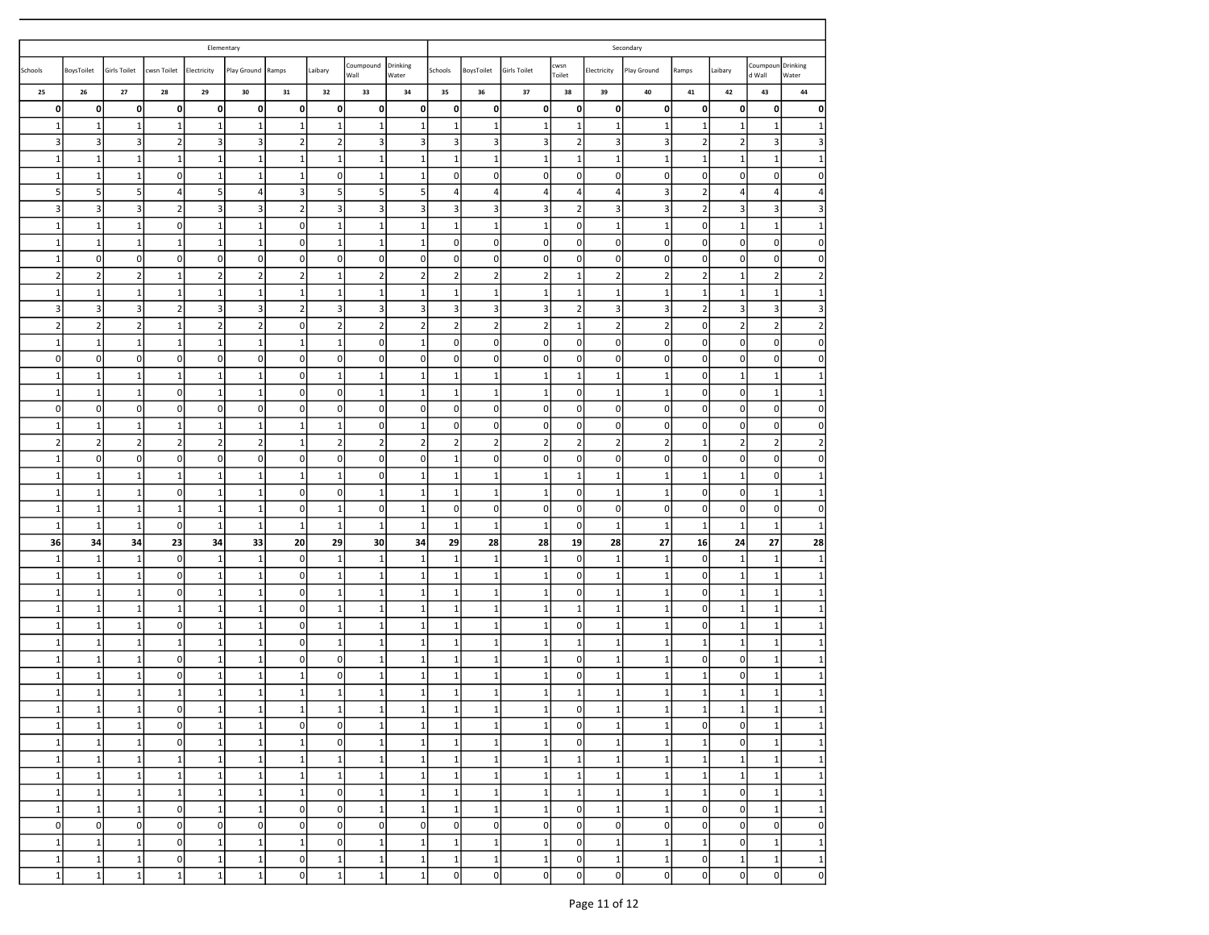| Elementary | | | | | | | | | | Secondary | | | | | | | | | |
|---|---|---|---|---|---|---|---|---|---|---|---|---|---|---|---|---|---|---|---|
| Schools | BoysToilet | Girls Toilet | cwsn Toilet | Electricity | Play Ground | Ramps | Laibary | Coumpound Wall | Drinking Water | Schools | BoysToilet | Girls Toilet | cwsn Toilet | Electricity | Play Ground | Ramps | Laibary | Coumpound Wall | Drinking Water |
| 25 | 26 | 27 | 28 | 29 | 30 | 31 | 32 | 33 | 34 | 35 | 36 | 37 | 38 | 39 | 40 | 41 | 42 | 43 | 44 |
| **0** | **0** | **0** | **0** | **0** | **0** | **0** | **0** | **0** | **0** | **0** | **0** | **0** | **0** | **0** | **0** | **0** | **0** | **0** | **0** |
| 1 | 1 | 1 | 1 | 1 | 1 | 1 | 1 | 1 | 1 | 1 | 1 | 1 | 1 | 1 | 1 | 1 | 1 | 1 | 1 |
| 3 | 3 | 3 | 2 | 3 | 3 | 2 | 2 | 3 | 3 | 3 | 3 | 3 | 2 | 3 | 3 | 2 | 2 | 3 | 3 |
| 1 | 1 | 1 | 1 | 1 | 1 | 1 | 1 | 1 | 1 | 1 | 1 | 1 | 1 | 1 | 1 | 1 | 1 | 1 | 1 |
| 1 | 1 | 1 | 0 | 1 | 1 | 1 | 0 | 1 | 1 | 0 | 0 | 0 | 0 | 0 | 0 | 0 | 0 | 0 | 0 |
| 5 | 5 | 5 | 4 | 5 | 4 | 3 | 5 | 5 | 5 | 4 | 4 | 4 | 4 | 4 | 3 | 2 | 4 | 4 | 4 |
| 3 | 3 | 3 | 2 | 3 | 3 | 2 | 3 | 3 | 3 | 3 | 3 | 3 | 2 | 3 | 3 | 2 | 3 | 3 | 3 |
| 1 | 1 | 1 | 0 | 1 | 1 | 0 | 1 | 1 | 1 | 1 | 1 | 1 | 0 | 1 | 1 | 0 | 1 | 1 | 1 |
| 1 | 1 | 1 | 1 | 1 | 1 | 0 | 1 | 1 | 1 | 0 | 0 | 0 | 0 | 0 | 0 | 0 | 0 | 0 | 0 |
| 1 | 0 | 0 | 0 | 0 | 0 | 0 | 0 | 0 | 0 | 0 | 0 | 0 | 0 | 0 | 0 | 0 | 0 | 0 | 0 |
| 2 | 2 | 2 | 1 | 2 | 2 | 2 | 1 | 2 | 2 | 2 | 2 | 2 | 1 | 2 | 2 | 2 | 1 | 2 | 2 |
| 1 | 1 | 1 | 1 | 1 | 1 | 1 | 1 | 1 | 1 | 1 | 1 | 1 | 1 | 1 | 1 | 1 | 1 | 1 | 1 |
| 3 | 3 | 3 | 2 | 3 | 3 | 2 | 3 | 3 | 3 | 3 | 3 | 3 | 2 | 3 | 3 | 2 | 3 | 3 | 3 |
| 2 | 2 | 2 | 1 | 2 | 2 | 0 | 2 | 2 | 2 | 2 | 2 | 2 | 1 | 2 | 2 | 0 | 2 | 2 | 2 |
| 1 | 1 | 1 | 1 | 1 | 1 | 1 | 1 | 0 | 1 | 0 | 0 | 0 | 0 | 0 | 0 | 0 | 0 | 0 | 0 |
| 0 | 0 | 0 | 0 | 0 | 0 | 0 | 0 | 0 | 0 | 0 | 0 | 0 | 0 | 0 | 0 | 0 | 0 | 0 | 0 |
| 1 | 1 | 1 | 1 | 1 | 1 | 0 | 1 | 1 | 1 | 1 | 1 | 1 | 1 | 1 | 1 | 0 | 1 | 1 | 1 |
| 1 | 1 | 1 | 0 | 1 | 1 | 0 | 0 | 1 | 1 | 1 | 1 | 1 | 0 | 1 | 1 | 0 | 0 | 1 | 1 |
| 0 | 0 | 0 | 0 | 0 | 0 | 0 | 0 | 0 | 0 | 0 | 0 | 0 | 0 | 0 | 0 | 0 | 0 | 0 | 0 |
| 1 | 1 | 1 | 1 | 1 | 1 | 1 | 1 | 0 | 1 | 0 | 0 | 0 | 0 | 0 | 0 | 0 | 0 | 0 | 0 |
| 2 | 2 | 2 | 2 | 2 | 2 | 1 | 2 | 2 | 2 | 2 | 2 | 2 | 2 | 2 | 2 | 1 | 2 | 2 | 2 |
| 1 | 0 | 0 | 0 | 0 | 0 | 0 | 0 | 0 | 0 | 1 | 0 | 0 | 0 | 0 | 0 | 0 | 0 | 0 | 0 |
| 1 | 1 | 1 | 1 | 1 | 1 | 1 | 1 | 0 | 1 | 1 | 1 | 1 | 1 | 1 | 1 | 1 | 1 | 0 | 1 |
| 1 | 1 | 1 | 0 | 1 | 1 | 0 | 0 | 1 | 1 | 1 | 1 | 1 | 0 | 1 | 1 | 0 | 0 | 1 | 1 |
| 1 | 1 | 1 | 1 | 1 | 1 | 0 | 1 | 0 | 1 | 0 | 0 | 0 | 0 | 0 | 0 | 0 | 0 | 0 | 0 |
| 1 | 1 | 1 | 0 | 1 | 1 | 1 | 1 | 1 | 1 | 1 | 1 | 1 | 0 | 1 | 1 | 1 | 1 | 1 | 1 |
| **36** | **34** | **34** | **23** | **34** | **33** | **20** | **29** | **30** | **34** | **29** | **28** | **28** | **19** | **28** | **27** | **16** | **24** | **27** | **28** |
| 1 | 1 | 1 | 0 | 1 | 1 | 0 | 1 | 1 | 1 | 1 | 1 | 1 | 0 | 1 | 1 | 0 | 1 | 1 | 1 |
| 1 | 1 | 1 | 0 | 1 | 1 | 0 | 1 | 1 | 1 | 1 | 1 | 1 | 0 | 1 | 1 | 0 | 1 | 1 | 1 |
| 1 | 1 | 1 | 0 | 1 | 1 | 0 | 1 | 1 | 1 | 1 | 1 | 1 | 0 | 1 | 1 | 0 | 1 | 1 | 1 |
| 1 | 1 | 1 | 1 | 1 | 1 | 0 | 1 | 1 | 1 | 1 | 1 | 1 | 1 | 1 | 1 | 0 | 1 | 1 | 1 |
| 1 | 1 | 1 | 0 | 1 | 1 | 0 | 1 | 1 | 1 | 1 | 1 | 1 | 0 | 1 | 1 | 0 | 1 | 1 | 1 |
| 1 | 1 | 1 | 1 | 1 | 1 | 0 | 1 | 1 | 1 | 1 | 1 | 1 | 1 | 1 | 1 | 1 | 1 | 1 | 1 |
| 1 | 1 | 1 | 0 | 1 | 1 | 0 | 0 | 1 | 1 | 1 | 1 | 1 | 0 | 1 | 1 | 0 | 0 | 1 | 1 |
| 1 | 1 | 1 | 0 | 1 | 1 | 1 | 0 | 1 | 1 | 1 | 1 | 1 | 0 | 1 | 1 | 1 | 0 | 1 | 1 |
| 1 | 1 | 1 | 1 | 1 | 1 | 1 | 1 | 1 | 1 | 1 | 1 | 1 | 1 | 1 | 1 | 1 | 1 | 1 | 1 |
| 1 | 1 | 1 | 0 | 1 | 1 | 1 | 1 | 1 | 1 | 1 | 1 | 1 | 0 | 1 | 1 | 1 | 1 | 1 | 1 |
| 1 | 1 | 1 | 0 | 1 | 1 | 0 | 0 | 1 | 1 | 1 | 1 | 1 | 0 | 1 | 1 | 0 | 0 | 1 | 1 |
| 1 | 1 | 1 | 0 | 1 | 1 | 1 | 0 | 1 | 1 | 1 | 1 | 1 | 0 | 1 | 1 | 1 | 0 | 1 | 1 |
| 1 | 1 | 1 | 1 | 1 | 1 | 1 | 1 | 1 | 1 | 1 | 1 | 1 | 1 | 1 | 1 | 1 | 1 | 1 | 1 |
| 1 | 1 | 1 | 1 | 1 | 1 | 1 | 1 | 1 | 1 | 1 | 1 | 1 | 1 | 1 | 1 | 1 | 1 | 1 | 1 |
| 1 | 1 | 1 | 1 | 1 | 1 | 1 | 0 | 1 | 1 | 1 | 1 | 1 | 1 | 1 | 1 | 1 | 0 | 1 | 1 |
| 1 | 1 | 1 | 0 | 1 | 1 | 0 | 0 | 1 | 1 | 1 | 1 | 1 | 0 | 1 | 1 | 0 | 0 | 1 | 1 |
| 0 | 0 | 0 | 0 | 0 | 0 | 0 | 0 | 0 | 0 | 0 | 0 | 0 | 0 | 0 | 0 | 0 | 0 | 0 | 0 |
| 1 | 1 | 1 | 0 | 1 | 1 | 1 | 0 | 1 | 1 | 1 | 1 | 1 | 0 | 1 | 1 | 1 | 0 | 1 | 1 |
| 1 | 1 | 1 | 0 | 1 | 1 | 0 | 1 | 1 | 1 | 1 | 1 | 1 | 0 | 1 | 1 | 0 | 1 | 1 | 1 |
| 1 | 1 | 1 | 1 | 1 | 1 | 0 | 1 | 1 | 1 | 0 | 0 | 0 | 0 | 0 | 0 | 0 | 0 | 0 | 0 |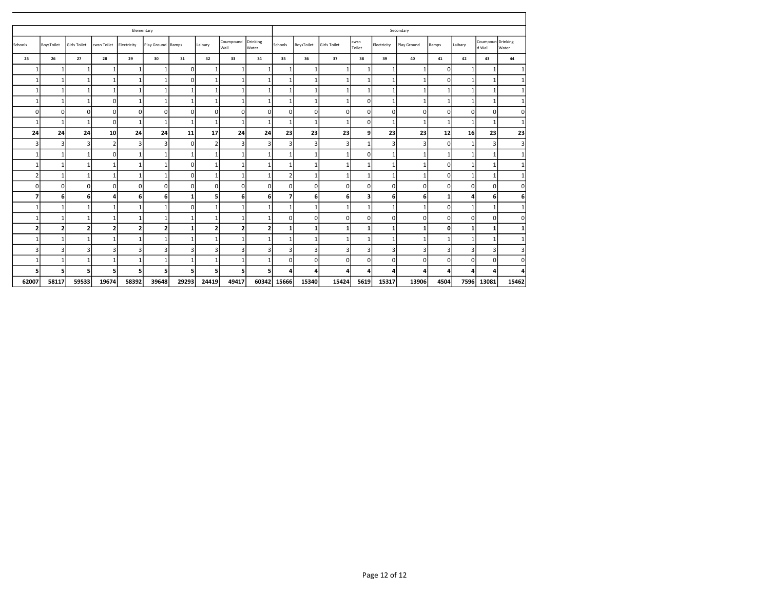| Elementary | | | | | | | | | | Secondary | | | | | | | | | |
|---|---|---|---|---|---|---|---|---|---|---|---|---|---|---|---|---|---|---|---|
| Schools | BoysToilet | Girls Toilet | cwsn Toilet | Electricity | Play Ground | Ramps | Laibary | Coumpound Wall | Drinking Water | Schools | BoysToilet | Girls Toilet | cwsn Toilet | Electricity | Play Ground | Ramps | Laibary | Coumpound Wall | Drinking Water |
| **25** | **26** | **27** | **28** | **29** | **30** | **31** | **32** | **33** | **34** | **35** | **36** | **37** | **38** | **39** | **40** | **41** | **42** | **43** | **44** |
| 1 | 1 | 1 | 1 | 1 | 1 | 0 | 1 | 1 | 1 | 1 | 1 | 1 | 1 | 1 | 1 | 0 | 1 | 1 | 1 |
| 1 | 1 | 1 | 1 | 1 | 1 | 0 | 1 | 1 | 1 | 1 | 1 | 1 | 1 | 1 | 1 | 0 | 1 | 1 | 1 |
| 1 | 1 | 1 | 1 | 1 | 1 | 1 | 1 | 1 | 1 | 1 | 1 | 1 | 1 | 1 | 1 | 1 | 1 | 1 | 1 |
| 1 | 1 | 1 | 0 | 1 | 1 | 1 | 1 | 1 | 1 | 1 | 1 | 1 | 0 | 1 | 1 | 1 | 1 | 1 | 1 |
| 0 | 0 | 0 | 0 | 0 | 0 | 0 | 0 | 0 | 0 | 0 | 0 | 0 | 0 | 0 | 0 | 0 | 0 | 0 | 0 |
| 1 | 1 | 1 | 0 | 1 | 1 | 1 | 1 | 1 | 1 | 1 | 1 | 1 | 0 | 1 | 1 | 1 | 1 | 1 | 1 |
| **24** | **24** | **24** | **10** | **24** | **24** | **11** | **17** | **24** | **24** | **23** | **23** | **23** | **9** | **23** | **23** | **12** | **16** | **23** | **23** |
| 3 | 3 | 3 | 2 | 3 | 3 | 0 | 2 | 3 | 3 | 3 | 3 | 3 | 1 | 3 | 3 | 0 | 1 | 3 | 3 |
| 1 | 1 | 1 | 0 | 1 | 1 | 1 | 1 | 1 | 1 | 1 | 1 | 1 | 0 | 1 | 1 | 1 | 1 | 1 | 1 |
| 1 | 1 | 1 | 1 | 1 | 1 | 0 | 1 | 1 | 1 | 1 | 1 | 1 | 1 | 1 | 1 | 0 | 1 | 1 | 1 |
| 2 | 1 | 1 | 1 | 1 | 1 | 0 | 1 | 1 | 1 | 2 | 1 | 1 | 1 | 1 | 1 | 0 | 1 | 1 | 1 |
| 0 | 0 | 0 | 0 | 0 | 0 | 0 | 0 | 0 | 0 | 0 | 0 | 0 | 0 | 0 | 0 | 0 | 0 | 0 | 0 |
| **7** | **6** | **6** | **4** | **6** | **6** | **1** | **5** | **6** | **6** | **7** | **6** | **6** | **3** | **6** | **6** | **1** | **4** | **6** | **6** |
| 1 | 1 | 1 | 1 | 1 | 1 | 0 | 1 | 1 | 1 | 1 | 1 | 1 | 1 | 1 | 1 | 0 | 1 | 1 | 1 |
| 1 | 1 | 1 | 1 | 1 | 1 | 1 | 1 | 1 | 1 | 0 | 0 | 0 | 0 | 0 | 0 | 0 | 0 | 0 | 0 |
| **2** | **2** | **2** | **2** | **2** | **2** | **1** | **2** | **2** | **2** | **1** | **1** | **1** | **1** | **1** | **1** | **0** | **1** | **1** | **1** |
| 1 | 1 | 1 | 1 | 1 | 1 | 1 | 1 | 1 | 1 | 1 | 1 | 1 | 1 | 1 | 1 | 1 | 1 | 1 | 1 |
| 3 | 3 | 3 | 3 | 3 | 3 | 3 | 3 | 3 | 3 | 3 | 3 | 3 | 3 | 3 | 3 | 3 | 3 | 3 | 3 |
| 1 | 1 | 1 | 1 | 1 | 1 | 1 | 1 | 1 | 1 | 0 | 0 | 0 | 0 | 0 | 0 | 0 | 0 | 0 | 0 |
| **5** | **5** | **5** | **5** | **5** | **5** | **5** | **5** | **5** | **5** | **4** | **4** | **4** | **4** | **4** | **4** | **4** | **4** | **4** | **4** |
| **62007** | **58117** | **59533** | **19674** | **58392** | **39648** | **29293** | **24419** | **49417** | **60342** | **15666** | **15340** | **15424** | **5619** | **15317** | **13906** | **4504** | **7596** | **13081** | **15462** |